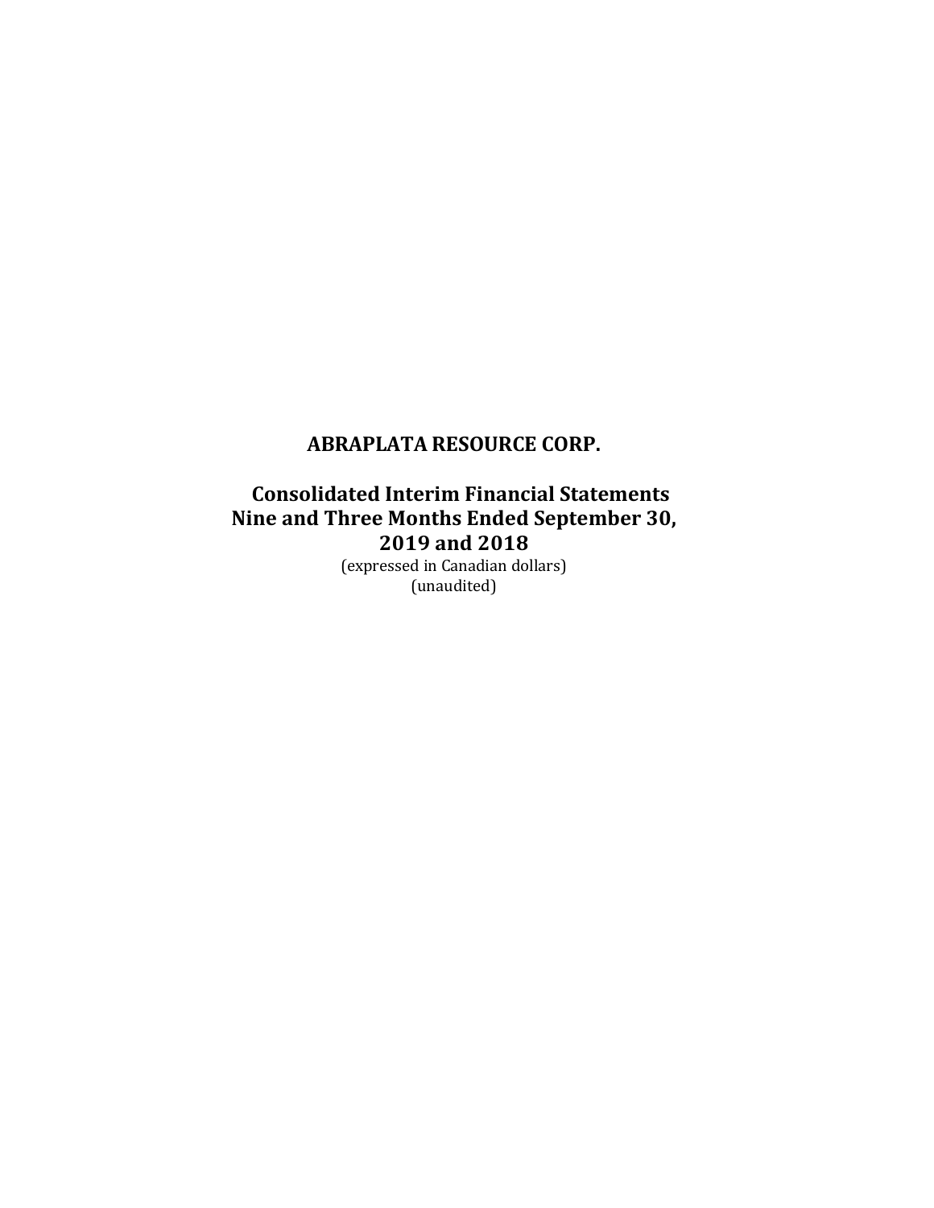# ABRAPLATA RESOURCE CORP.

## Consolidated Interim Financial Statements
## Nine and Three Months Ended September 30, 2019 and 2018

(expressed in Canadian dollars)
(unaudited)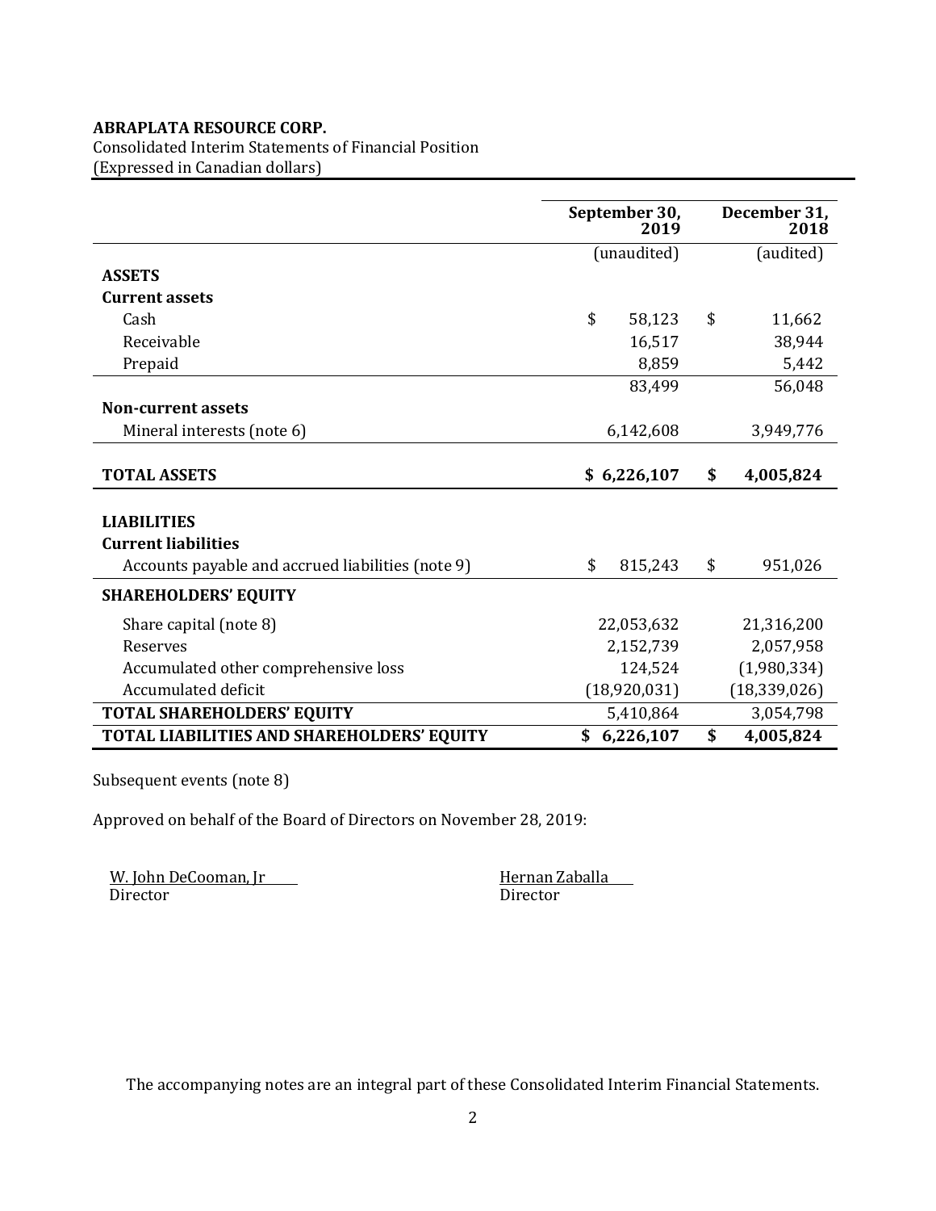**ABRAPLATA RESOURCE CORP.**
Consolidated Interim Statements of Financial Position
(Expressed in Canadian dollars)

| | September 30, 2019 | December 31, 2018 |
|---|---|---|
| | (unaudited) | (audited) |
| **ASSETS** | | |
| **Current assets** | | |
| Cash | $ 58,123 | $ 11,662 |
| Receivable | 16,517 | 38,944 |
| Prepaid | 8,859 | 5,442 |
| | 83,499 | 56,048 |
| **Non-current assets** | | |
| Mineral interests (note 6) | 6,142,608 | 3,949,776 |
| **TOTAL ASSETS** | **$ 6,226,107** | **$ 4,005,824** |
| **LIABILITIES** | | |
| **Current liabilities** | | |
| Accounts payable and accrued liabilities (note 9) | $ 815,243 | $ 951,026 |
| **SHAREHOLDERS' EQUITY** | | |
| Share capital (note 8) | 22,053,632 | 21,316,200 |
| Reserves | 2,152,739 | 2,057,958 |
| Accumulated other comprehensive loss | 124,524 | (1,980,334) |
| Accumulated deficit | (18,920,031) | (18,339,026) |
| **TOTAL SHAREHOLDERS' EQUITY** | 5,410,864 | 3,054,798 |
| **TOTAL LIABILITIES AND SHAREHOLDERS' EQUITY** | **$ 6,226,107** | **$ 4,005,824** |

Subsequent events (note 8)

Approved on behalf of the Board of Directors on November 28, 2019:

W. John DeCooman, Jr
Director

Hernan Zaballa
Director

The accompanying notes are an integral part of these Consolidated Interim Financial Statements.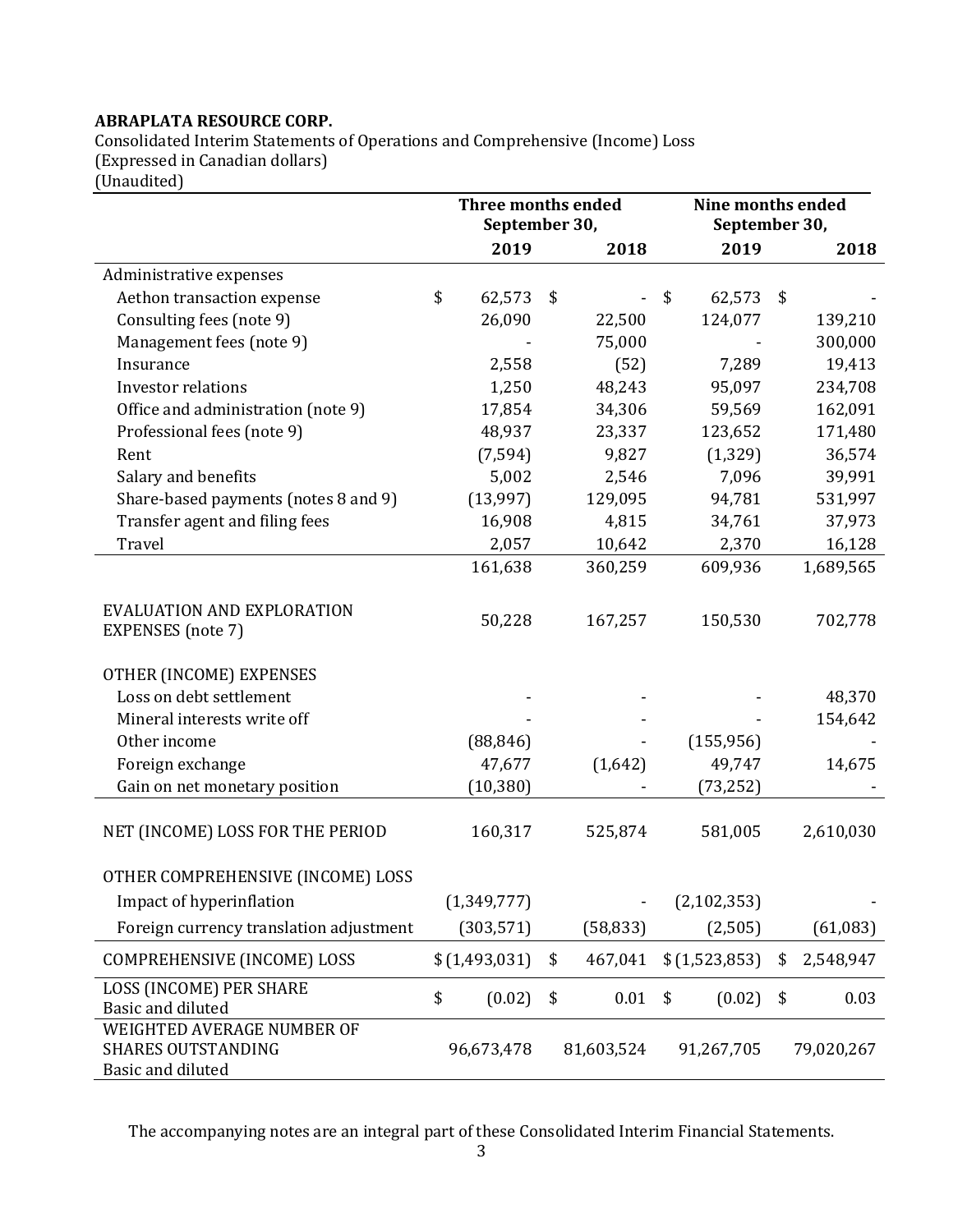**ABRAPLATA RESOURCE CORP.**

Consolidated Interim Statements of Operations and Comprehensive (Income) Loss
(Expressed in Canadian dollars)
(Unaudited)

| | Three months ended September 30, | | Nine months ended September 30, | |
|---|---|---|---|---|
| | **2019** | **2018** | **2019** | **2018** |
| Administrative expenses | | | | |
| Aethon transaction expense | $ 62,573 | $ - | $ 62,573 | $ - |
| Consulting fees (note 9) | 26,090 | 22,500 | 124,077 | 139,210 |
| Management fees (note 9) | - | 75,000 | - | 300,000 |
| Insurance | 2,558 | (52) | 7,289 | 19,413 |
| Investor relations | 1,250 | 48,243 | 95,097 | 234,708 |
| Office and administration (note 9) | 17,854 | 34,306 | 59,569 | 162,091 |
| Professional fees (note 9) | 48,937 | 23,337 | 123,652 | 171,480 |
| Rent | (7,594) | 9,827 | (1,329) | 36,574 |
| Salary and benefits | 5,002 | 2,546 | 7,096 | 39,991 |
| Share-based payments (notes 8 and 9) | (13,997) | 129,095 | 94,781 | 531,997 |
| Transfer agent and filing fees | 16,908 | 4,815 | 34,761 | 37,973 |
| Travel | 2,057 | 10,642 | 2,370 | 16,128 |
| | 161,638 | 360,259 | 609,936 | 1,689,565 |
| EVALUATION AND EXPLORATION EXPENSES (note 7) | 50,228 | 167,257 | 150,530 | 702,778 |
| OTHER (INCOME) EXPENSES | | | | |
| Loss on debt settlement | - | - | - | 48,370 |
| Mineral interests write off | - | - | - | 154,642 |
| Other income | (88,846) | - | (155,956) | - |
| Foreign exchange | 47,677 | (1,642) | 49,747 | 14,675 |
| Gain on net monetary position | (10,380) | - | (73,252) | - |
| NET (INCOME) LOSS FOR THE PERIOD | 160,317 | 525,874 | 581,005 | 2,610,030 |
| OTHER COMPREHENSIVE (INCOME) LOSS | | | | |
| Impact of hyperinflation | (1,349,777) | - | (2,102,353) | - |
| Foreign currency translation adjustment | (303,571) | (58,833) | (2,505) | (61,083) |
| COMPREHENSIVE (INCOME) LOSS | $ (1,493,031) | $ 467,041 | $ (1,523,853) | $ 2,548,947 |
| LOSS (INCOME) PER SHARE Basic and diluted | $ (0.02) | $ 0.01 | $ (0.02) | $ 0.03 |
| WEIGHTED AVERAGE NUMBER OF SHARES OUTSTANDING Basic and diluted | 96,673,478 | 81,603,524 | 91,267,705 | 79,020,267 |

The accompanying notes are an integral part of these Consolidated Interim Financial Statements.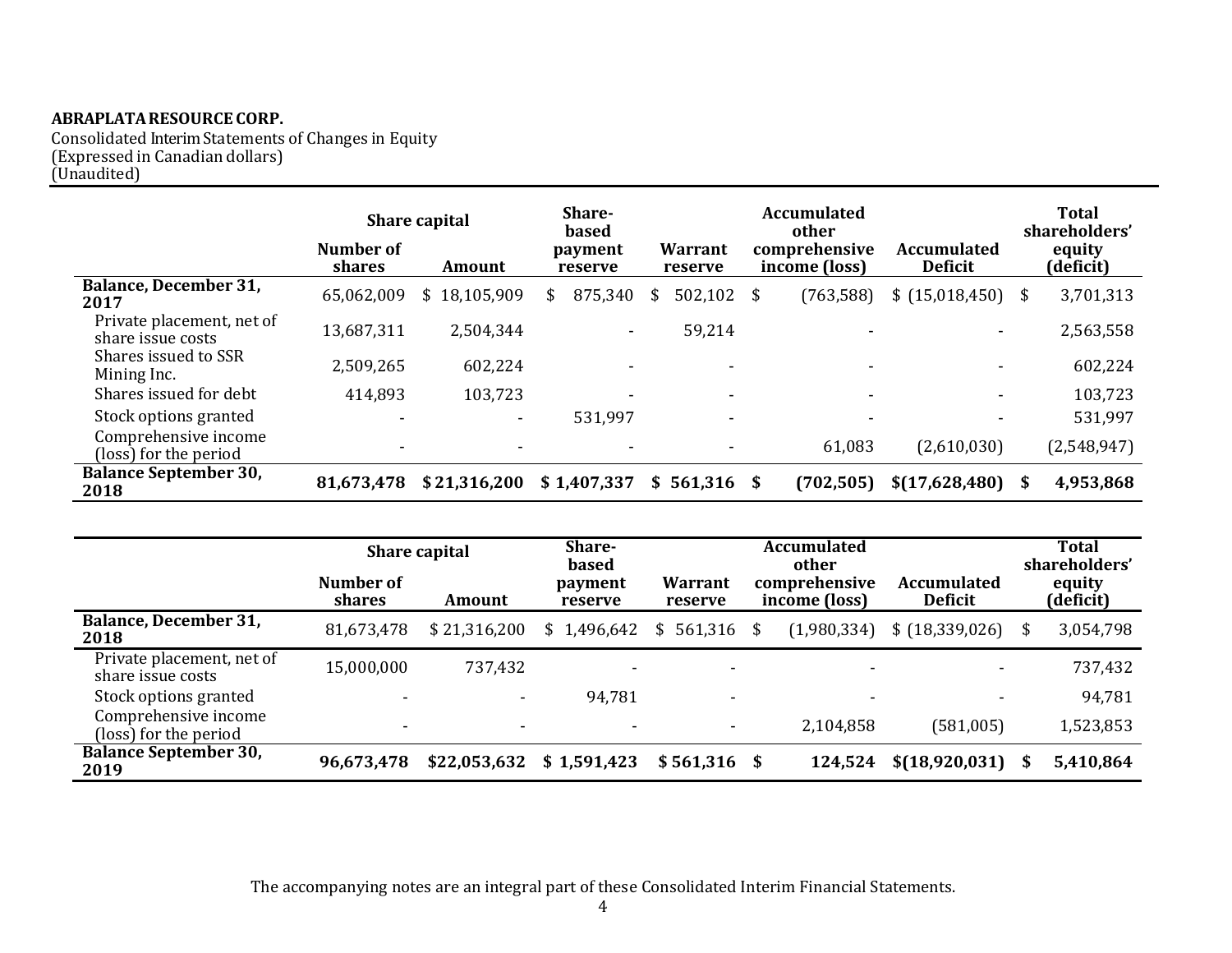**ABRAPLATA RESOURCE CORP.**
Consolidated Interim Statements of Changes in Equity
(Expressed in Canadian dollars)
(Unaudited)

| | Share capital | | Share-based payment reserve | Warrant reserve | Accumulated other comprehensive income (loss) | Accumulated Deficit | Total shareholders' equity (deficit) |
|---|---|---|---|---|---|---|---|
| | Number of shares | Amount | | | | | |
| **Balance, December 31, 2017** | 65,062,009 | $ 18,105,909 | $ 875,340 | $ 502,102 | $ (763,588) | $ (15,018,450) | $ 3,701,313 |
| Private placement, net of share issue costs | 13,687,311 | 2,504,344 | - | 59,214 | - | - | 2,563,558 |
| Shares issued to SSR Mining Inc. | 2,509,265 | 602,224 | - | - | - | - | 602,224 |
| Shares issued for debt | 414,893 | 103,723 | - | - | - | - | 103,723 |
| Stock options granted | - | - | 531,997 | - | - | - | 531,997 |
| Comprehensive income (loss) for the period | - | - | - | - | 61,083 | (2,610,030) | (2,548,947) |
| **Balance September 30, 2018** | **81,673,478** | **$ 21,316,200** | **$ 1,407,337** | **$ 561,316** | **$ (702,505)** | **$(17,628,480)** | **$ 4,953,868** |

| | Share capital | | Share-based payment reserve | Warrant reserve | Accumulated other comprehensive income (loss) | Accumulated Deficit | Total shareholders' equity (deficit) |
|---|---|---|---|---|---|---|---|
| | Number of shares | Amount | | | | | |
| **Balance, December 31, 2018** | 81,673,478 | $ 21,316,200 | $ 1,496,642 | $ 561,316 | $ (1,980,334) | $ (18,339,026) | $ 3,054,798 |
| Private placement, net of share issue costs | 15,000,000 | 737,432 | - | - | - | - | 737,432 |
| Stock options granted | - | - | 94,781 | - | - | - | 94,781 |
| Comprehensive income (loss) for the period | - | - | - | - | 2,104,858 | (581,005) | 1,523,853 |
| **Balance September 30, 2019** | **96,673,478** | **$22,053,632** | **$ 1,591,423** | **$ 561,316** | **$ 124,524** | **$(18,920,031)** | **$ 5,410,864** |

The accompanying notes are an integral part of these Consolidated Interim Financial Statements.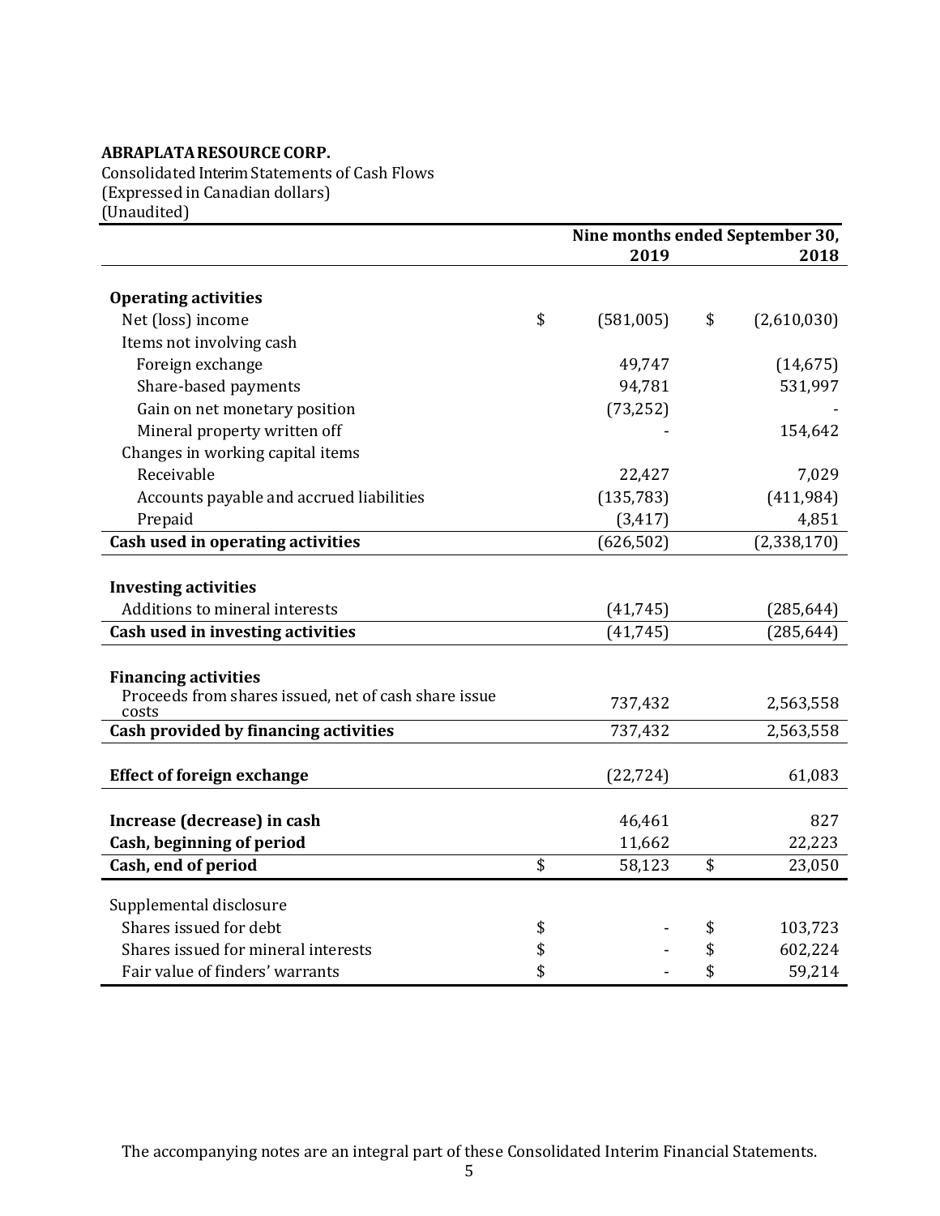**ABRAPLATA RESOURCE CORP.**
Consolidated Interim Statements of Cash Flows
(Expressed in Canadian dollars)
(Unaudited)

| | Nine months ended September 30, 2019 | 2018 |
|---|---|---|
| **Operating activities** | | |
| Net (loss) income | $ (581,005) | $ (2,610,030) |
| Items not involving cash | | |
| Foreign exchange | 49,747 | (14,675) |
| Share-based payments | 94,781 | 531,997 |
| Gain on net monetary position | (73,252) | - |
| Mineral property written off | - | 154,642 |
| Changes in working capital items | | |
| Receivable | 22,427 | 7,029 |
| Accounts payable and accrued liabilities | (135,783) | (411,984) |
| Prepaid | (3,417) | 4,851 |
| **Cash used in operating activities** | (626,502) | (2,338,170) |
| **Investing activities** | | |
| Additions to mineral interests | (41,745) | (285,644) |
| **Cash used in investing activities** | (41,745) | (285,644) |
| **Financing activities** | | |
| Proceeds from shares issued, net of cash share issue costs | 737,432 | 2,563,558 |
| **Cash provided by financing activities** | 737,432 | 2,563,558 |
| **Effect of foreign exchange** | (22,724) | 61,083 |
| **Increase (decrease) in cash** | 46,461 | 827 |
| **Cash, beginning of period** | 11,662 | 22,223 |
| **Cash, end of period** | $ 58,123 | $ 23,050 |
| Supplemental disclosure | | |
| Shares issued for debt | $ - | $ 103,723 |
| Shares issued for mineral interests | $ - | $ 602,224 |
| Fair value of finders' warrants | $ - | $ 59,214 |

The accompanying notes are an integral part of these Consolidated Interim Financial Statements.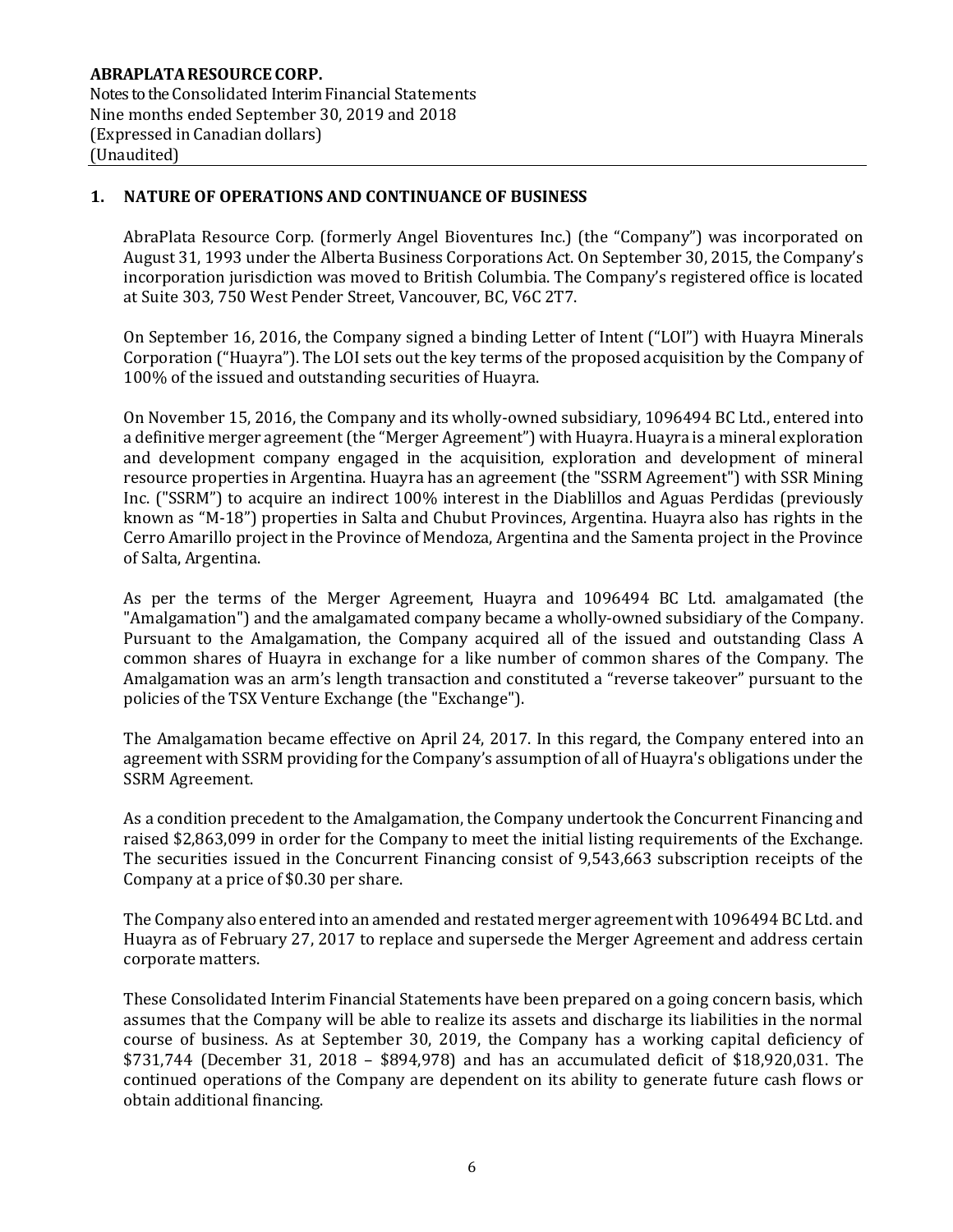## 1. NATURE OF OPERATIONS AND CONTINUANCE OF BUSINESS

AbraPlata Resource Corp. (formerly Angel Bioventures Inc.) (the "Company") was incorporated on August 31, 1993 under the Alberta Business Corporations Act. On September 30, 2015, the Company's incorporation jurisdiction was moved to British Columbia. The Company's registered office is located at Suite 303, 750 West Pender Street, Vancouver, BC, V6C 2T7.

On September 16, 2016, the Company signed a binding Letter of Intent ("LOI") with Huayra Minerals Corporation ("Huayra"). The LOI sets out the key terms of the proposed acquisition by the Company of 100% of the issued and outstanding securities of Huayra.

On November 15, 2016, the Company and its wholly-owned subsidiary, 1096494 BC Ltd., entered into a definitive merger agreement (the "Merger Agreement") with Huayra. Huayra is a mineral exploration and development company engaged in the acquisition, exploration and development of mineral resource properties in Argentina. Huayra has an agreement (the "SSRM Agreement") with SSR Mining Inc. ("SSRM") to acquire an indirect 100% interest in the Diablillos and Aguas Perdidas (previously known as "M-18") properties in Salta and Chubut Provinces, Argentina. Huayra also has rights in the Cerro Amarillo project in the Province of Mendoza, Argentina and the Samenta project in the Province of Salta, Argentina.

As per the terms of the Merger Agreement, Huayra and 1096494 BC Ltd. amalgamated (the "Amalgamation") and the amalgamated company became a wholly-owned subsidiary of the Company. Pursuant to the Amalgamation, the Company acquired all of the issued and outstanding Class A common shares of Huayra in exchange for a like number of common shares of the Company. The Amalgamation was an arm's length transaction and constituted a "reverse takeover" pursuant to the policies of the TSX Venture Exchange (the "Exchange").

The Amalgamation became effective on April 24, 2017. In this regard, the Company entered into an agreement with SSRM providing for the Company's assumption of all of Huayra's obligations under the SSRM Agreement.

As a condition precedent to the Amalgamation, the Company undertook the Concurrent Financing and raised $2,863,099 in order for the Company to meet the initial listing requirements of the Exchange. The securities issued in the Concurrent Financing consist of 9,543,663 subscription receipts of the Company at a price of $0.30 per share.

The Company also entered into an amended and restated merger agreement with 1096494 BC Ltd. and Huayra as of February 27, 2017 to replace and supersede the Merger Agreement and address certain corporate matters.

These Consolidated Interim Financial Statements have been prepared on a going concern basis, which assumes that the Company will be able to realize its assets and discharge its liabilities in the normal course of business. As at September 30, 2019, the Company has a working capital deficiency of $731,744 (December 31, 2018 – $894,978) and has an accumulated deficit of $18,920,031. The continued operations of the Company are dependent on its ability to generate future cash flows or obtain additional financing.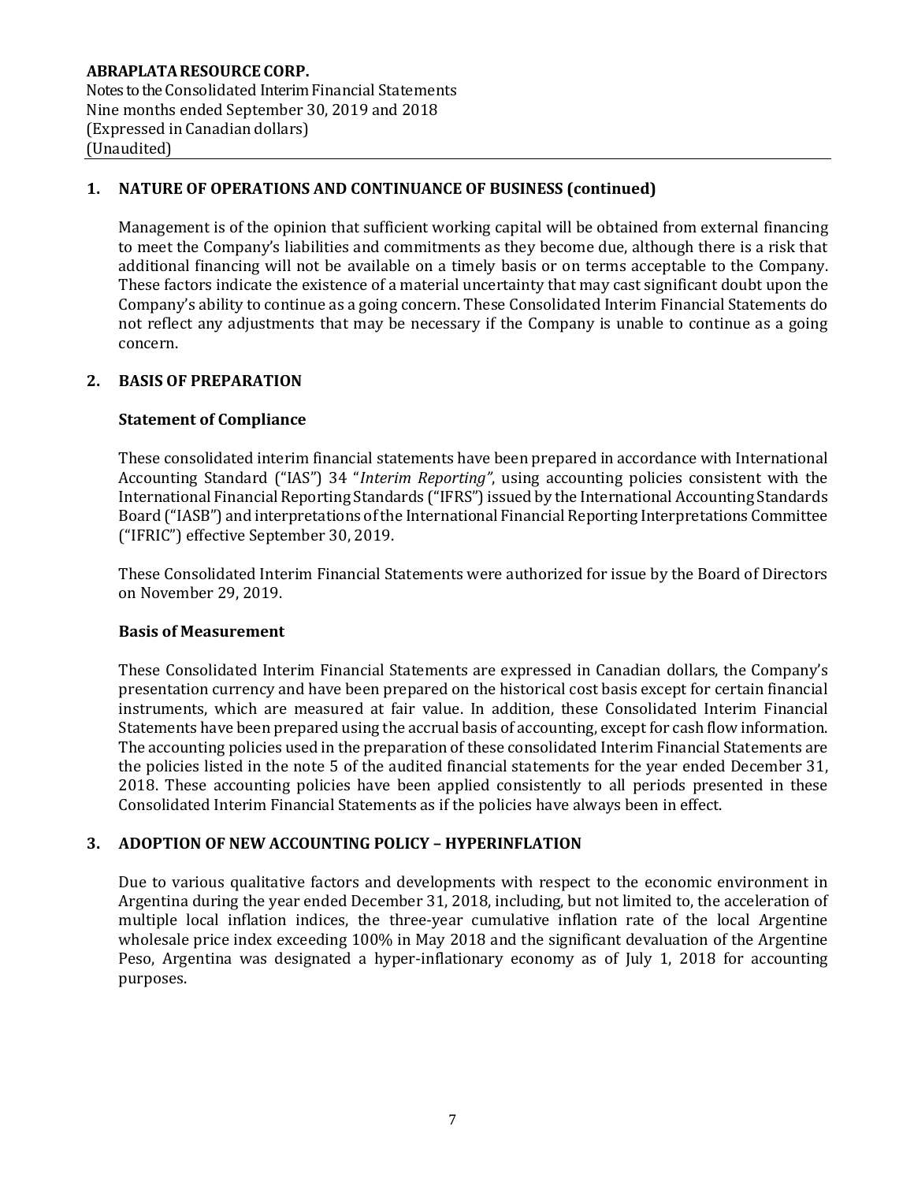## 1. NATURE OF OPERATIONS AND CONTINUANCE OF BUSINESS (continued)

Management is of the opinion that sufficient working capital will be obtained from external financing to meet the Company's liabilities and commitments as they become due, although there is a risk that additional financing will not be available on a timely basis or on terms acceptable to the Company. These factors indicate the existence of a material uncertainty that may cast significant doubt upon the Company's ability to continue as a going concern. These Consolidated Interim Financial Statements do not reflect any adjustments that may be necessary if the Company is unable to continue as a going concern.

## 2. BASIS OF PREPARATION

### Statement of Compliance

These consolidated interim financial statements have been prepared in accordance with International Accounting Standard ("IAS") 34 "*Interim Reporting*", using accounting policies consistent with the International Financial Reporting Standards ("IFRS") issued by the International Accounting Standards Board ("IASB") and interpretations of the International Financial Reporting Interpretations Committee ("IFRIC") effective September 30, 2019.

These Consolidated Interim Financial Statements were authorized for issue by the Board of Directors on November 29, 2019.

### Basis of Measurement

These Consolidated Interim Financial Statements are expressed in Canadian dollars, the Company's presentation currency and have been prepared on the historical cost basis except for certain financial instruments, which are measured at fair value. In addition, these Consolidated Interim Financial Statements have been prepared using the accrual basis of accounting, except for cash flow information. The accounting policies used in the preparation of these consolidated Interim Financial Statements are the policies listed in the note 5 of the audited financial statements for the year ended December 31, 2018. These accounting policies have been applied consistently to all periods presented in these Consolidated Interim Financial Statements as if the policies have always been in effect.

## 3. ADOPTION OF NEW ACCOUNTING POLICY – HYPERINFLATION

Due to various qualitative factors and developments with respect to the economic environment in Argentina during the year ended December 31, 2018, including, but not limited to, the acceleration of multiple local inflation indices, the three-year cumulative inflation rate of the local Argentine wholesale price index exceeding 100% in May 2018 and the significant devaluation of the Argentine Peso, Argentina was designated a hyper-inflationary economy as of July 1, 2018 for accounting purposes.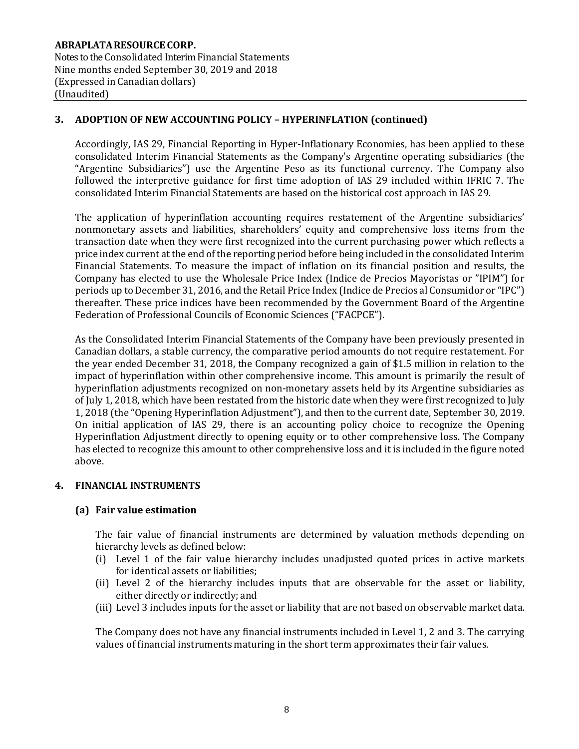## 3. ADOPTION OF NEW ACCOUNTING POLICY – HYPERINFLATION (continued)

Accordingly, IAS 29, Financial Reporting in Hyper-Inflationary Economies, has been applied to these consolidated Interim Financial Statements as the Company's Argentine operating subsidiaries (the "Argentine Subsidiaries") use the Argentine Peso as its functional currency. The Company also followed the interpretive guidance for first time adoption of IAS 29 included within IFRIC 7. The consolidated Interim Financial Statements are based on the historical cost approach in IAS 29.

The application of hyperinflation accounting requires restatement of the Argentine subsidiaries' nonmonetary assets and liabilities, shareholders' equity and comprehensive loss items from the transaction date when they were first recognized into the current purchasing power which reflects a price index current at the end of the reporting period before being included in the consolidated Interim Financial Statements. To measure the impact of inflation on its financial position and results, the Company has elected to use the Wholesale Price Index (Indice de Precios Mayoristas or "IPIM") for periods up to December 31, 2016, and the Retail Price Index (Indice de Precios al Consumidor or "IPC") thereafter. These price indices have been recommended by the Government Board of the Argentine Federation of Professional Councils of Economic Sciences ("FACPCE").

As the Consolidated Interim Financial Statements of the Company have been previously presented in Canadian dollars, a stable currency, the comparative period amounts do not require restatement. For the year ended December 31, 2018, the Company recognized a gain of $1.5 million in relation to the impact of hyperinflation within other comprehensive income. This amount is primarily the result of hyperinflation adjustments recognized on non-monetary assets held by its Argentine subsidiaries as of July 1, 2018, which have been restated from the historic date when they were first recognized to July 1, 2018 (the "Opening Hyperinflation Adjustment"), and then to the current date, September 30, 2019. On initial application of IAS 29, there is an accounting policy choice to recognize the Opening Hyperinflation Adjustment directly to opening equity or to other comprehensive loss. The Company has elected to recognize this amount to other comprehensive loss and it is included in the figure noted above.

## 4. FINANCIAL INSTRUMENTS

### (a) Fair value estimation

The fair value of financial instruments are determined by valuation methods depending on hierarchy levels as defined below:

(i) Level 1 of the fair value hierarchy includes unadjusted quoted prices in active markets for identical assets or liabilities;

(ii) Level 2 of the hierarchy includes inputs that are observable for the asset or liability, either directly or indirectly; and

(iii) Level 3 includes inputs for the asset or liability that are not based on observable market data.

The Company does not have any financial instruments included in Level 1, 2 and 3. The carrying values of financial instruments maturing in the short term approximates their fair values.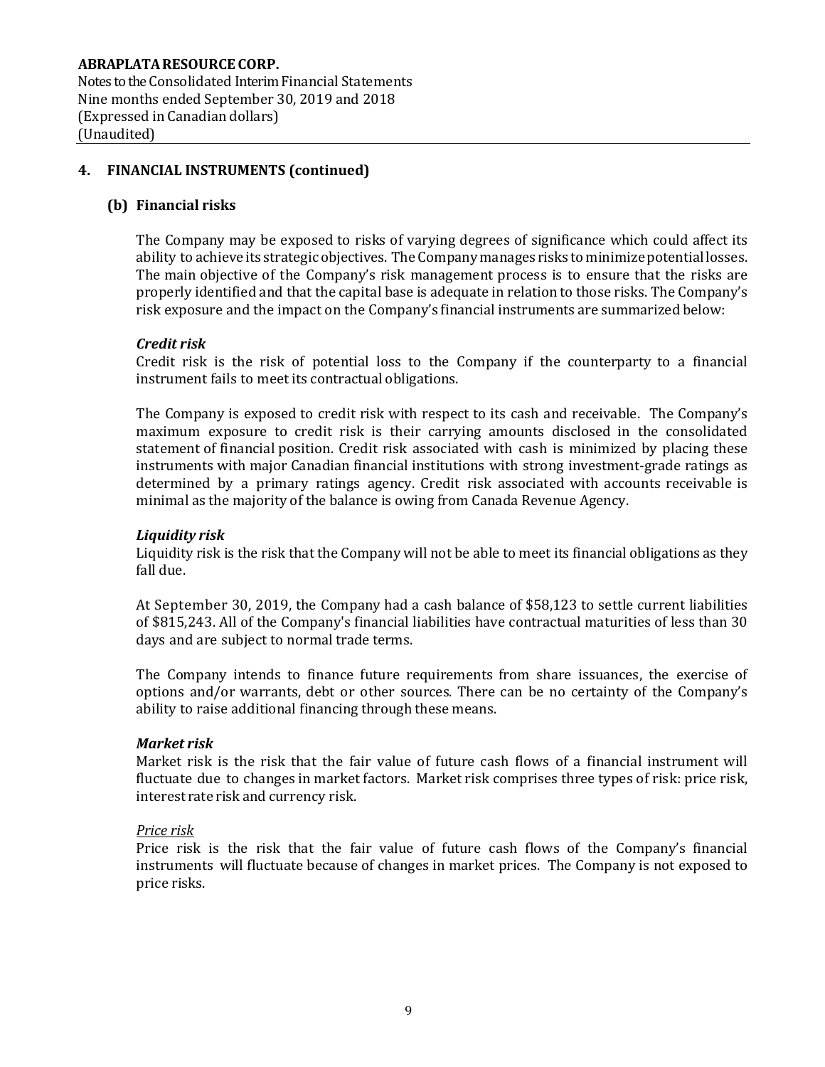## 4. FINANCIAL INSTRUMENTS (continued)

### (b) Financial risks

The Company may be exposed to risks of varying degrees of significance which could affect its ability to achieve its strategic objectives. The Company manages risks to minimize potential losses. The main objective of the Company's risk management process is to ensure that the risks are properly identified and that the capital base is adequate in relation to those risks. The Company's risk exposure and the impact on the Company's financial instruments are summarized below:

***Credit risk***

Credit risk is the risk of potential loss to the Company if the counterparty to a financial instrument fails to meet its contractual obligations.

The Company is exposed to credit risk with respect to its cash and receivable. The Company's maximum exposure to credit risk is their carrying amounts disclosed in the consolidated statement of financial position. Credit risk associated with cash is minimized by placing these instruments with major Canadian financial institutions with strong investment-grade ratings as determined by a primary ratings agency. Credit risk associated with accounts receivable is minimal as the majority of the balance is owing from Canada Revenue Agency.

***Liquidity risk***

Liquidity risk is the risk that the Company will not be able to meet its financial obligations as they fall due.

At September 30, 2019, the Company had a cash balance of $58,123 to settle current liabilities of $815,243. All of the Company's financial liabilities have contractual maturities of less than 30 days and are subject to normal trade terms.

The Company intends to finance future requirements from share issuances, the exercise of options and/or warrants, debt or other sources. There can be no certainty of the Company's ability to raise additional financing through these means.

***Market risk***

Market risk is the risk that the fair value of future cash flows of a financial instrument will fluctuate due to changes in market factors. Market risk comprises three types of risk: price risk, interest rate risk and currency risk.

<u>*Price risk*</u>

Price risk is the risk that the fair value of future cash flows of the Company's financial instruments will fluctuate because of changes in market prices. The Company is not exposed to price risks.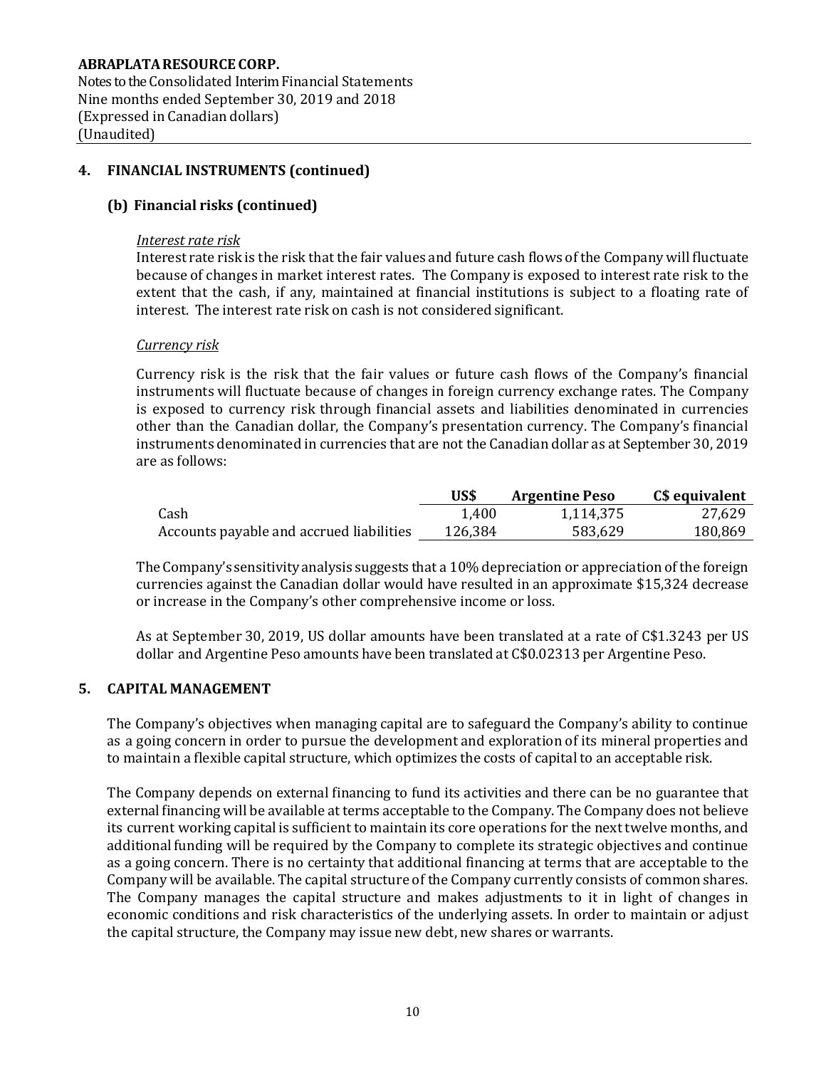**ABRAPLATA RESOURCE CORP.**
Notes to the Consolidated Interim Financial Statements
Nine months ended September 30, 2019 and 2018
(Expressed in Canadian dollars)
(Unaudited)

## 4. FINANCIAL INSTRUMENTS (continued)

### (b) Financial risks (continued)

*Interest rate risk*

Interest rate risk is the risk that the fair values and future cash flows of the Company will fluctuate because of changes in market interest rates. The Company is exposed to interest rate risk to the extent that the cash, if any, maintained at financial institutions is subject to a floating rate of interest. The interest rate risk on cash is not considered significant.

*Currency risk*

Currency risk is the risk that the fair values or future cash flows of the Company's financial instruments will fluctuate because of changes in foreign currency exchange rates. The Company is exposed to currency risk through financial assets and liabilities denominated in currencies other than the Canadian dollar, the Company's presentation currency. The Company's financial instruments denominated in currencies that are not the Canadian dollar as at September 30, 2019 are as follows:

| | US$ | Argentine Peso | C$ equivalent |
|---|---|---|---|
| Cash | 1,400 | 1,114,375 | 27,629 |
| Accounts payable and accrued liabilities | 126,384 | 583,629 | 180,869 |

The Company's sensitivity analysis suggests that a 10% depreciation or appreciation of the foreign currencies against the Canadian dollar would have resulted in an approximate $15,324 decrease or increase in the Company's other comprehensive income or loss.

As at September 30, 2019, US dollar amounts have been translated at a rate of C$1.3243 per US dollar and Argentine Peso amounts have been translated at C$0.02313 per Argentine Peso.

## 5. CAPITAL MANAGEMENT

The Company's objectives when managing capital are to safeguard the Company's ability to continue as a going concern in order to pursue the development and exploration of its mineral properties and to maintain a flexible capital structure, which optimizes the costs of capital to an acceptable risk.

The Company depends on external financing to fund its activities and there can be no guarantee that external financing will be available at terms acceptable to the Company. The Company does not believe its current working capital is sufficient to maintain its core operations for the next twelve months, and additional funding will be required by the Company to complete its strategic objectives and continue as a going concern. There is no certainty that additional financing at terms that are acceptable to the Company will be available. The capital structure of the Company currently consists of common shares. The Company manages the capital structure and makes adjustments to it in light of changes in economic conditions and risk characteristics of the underlying assets. In order to maintain or adjust the capital structure, the Company may issue new debt, new shares or warrants.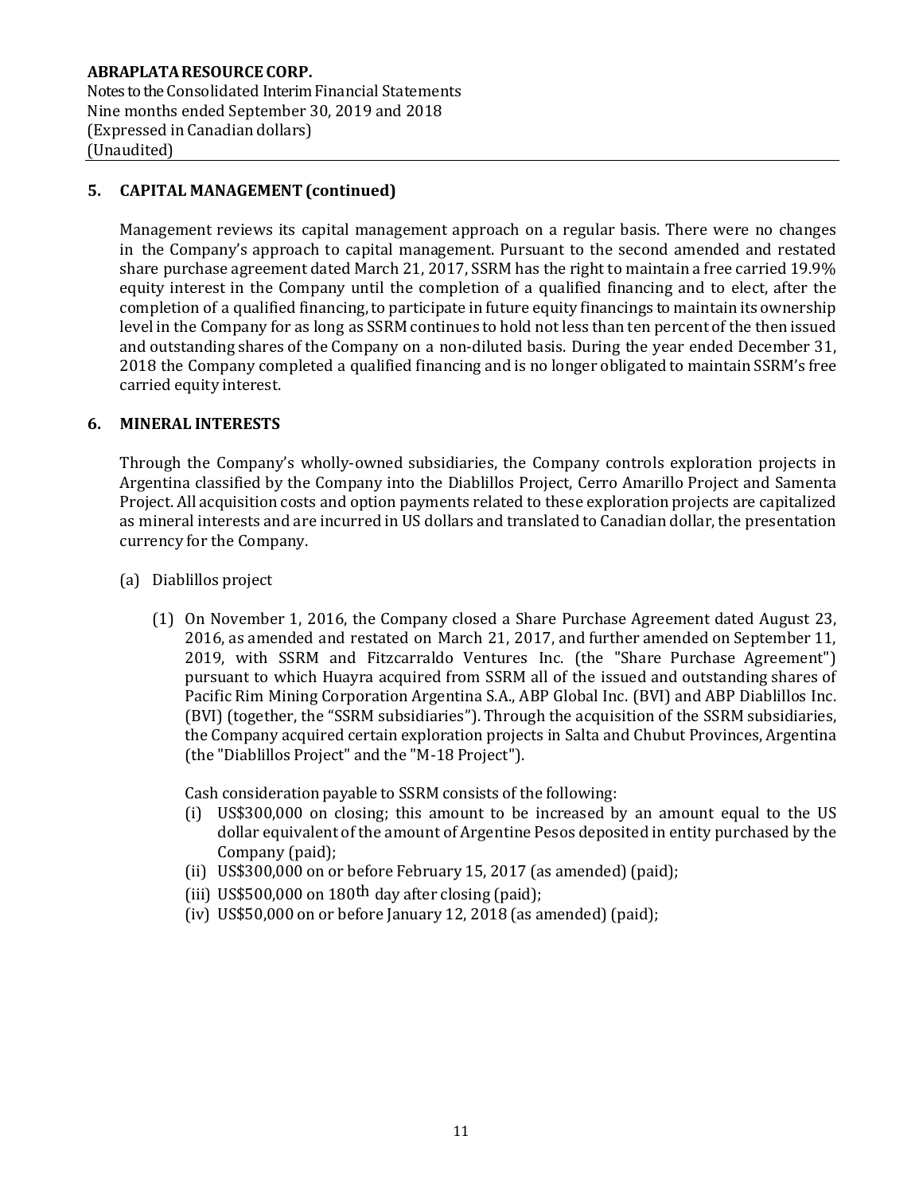## 5. CAPITAL MANAGEMENT (continued)

Management reviews its capital management approach on a regular basis. There were no changes in the Company's approach to capital management. Pursuant to the second amended and restated share purchase agreement dated March 21, 2017, SSRM has the right to maintain a free carried 19.9% equity interest in the Company until the completion of a qualified financing and to elect, after the completion of a qualified financing, to participate in future equity financings to maintain its ownership level in the Company for as long as SSRM continues to hold not less than ten percent of the then issued and outstanding shares of the Company on a non-diluted basis. During the year ended December 31, 2018 the Company completed a qualified financing and is no longer obligated to maintain SSRM's free carried equity interest.

## 6. MINERAL INTERESTS

Through the Company's wholly-owned subsidiaries, the Company controls exploration projects in Argentina classified by the Company into the Diablillos Project, Cerro Amarillo Project and Samenta Project. All acquisition costs and option payments related to these exploration projects are capitalized as mineral interests and are incurred in US dollars and translated to Canadian dollar, the presentation currency for the Company.

(a) Diablillos project

(1) On November 1, 2016, the Company closed a Share Purchase Agreement dated August 23, 2016, as amended and restated on March 21, 2017, and further amended on September 11, 2019, with SSRM and Fitzcarraldo Ventures Inc. (the "Share Purchase Agreement") pursuant to which Huayra acquired from SSRM all of the issued and outstanding shares of Pacific Rim Mining Corporation Argentina S.A., ABP Global Inc. (BVI) and ABP Diablillos Inc. (BVI) (together, the "SSRM subsidiaries"). Through the acquisition of the SSRM subsidiaries, the Company acquired certain exploration projects in Salta and Chubut Provinces, Argentina (the "Diablillos Project" and the "M-18 Project").

Cash consideration payable to SSRM consists of the following:

- (i) US$300,000 on closing; this amount to be increased by an amount equal to the US dollar equivalent of the amount of Argentine Pesos deposited in entity purchased by the Company (paid);
- (ii) US$300,000 on or before February 15, 2017 (as amended) (paid);
- (iii) US$500,000 on 180th day after closing (paid);
- (iv) US$50,000 on or before January 12, 2018 (as amended) (paid);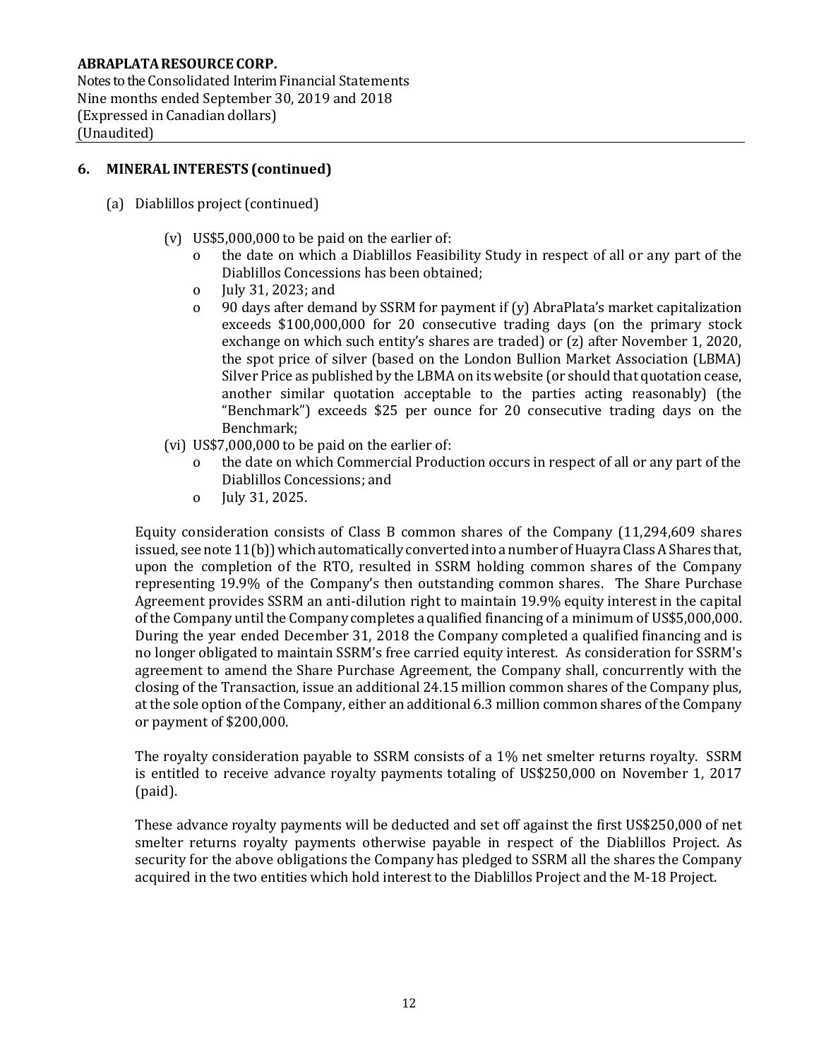## 6. MINERAL INTERESTS (continued)

(a) Diablillos project (continued)

(v) US$5,000,000 to be paid on the earlier of:
- o the date on which a Diablillos Feasibility Study in respect of all or any part of the Diablillos Concessions has been obtained;
- o July 31, 2023; and
- o 90 days after demand by SSRM for payment if (y) AbraPlata's market capitalization exceeds $100,000,000 for 20 consecutive trading days (on the primary stock exchange on which such entity's shares are traded) or (z) after November 1, 2020, the spot price of silver (based on the London Bullion Market Association (LBMA) Silver Price as published by the LBMA on its website (or should that quotation cease, another similar quotation acceptable to the parties acting reasonably) (the "Benchmark") exceeds $25 per ounce for 20 consecutive trading days on the Benchmark;

(vi) US$7,000,000 to be paid on the earlier of:
- o the date on which Commercial Production occurs in respect of all or any part of the Diablillos Concessions; and
- o July 31, 2025.

Equity consideration consists of Class B common shares of the Company (11,294,609 shares issued, see note 11(b)) which automatically converted into a number of Huayra Class A Shares that, upon the completion of the RTO, resulted in SSRM holding common shares of the Company representing 19.9% of the Company's then outstanding common shares. The Share Purchase Agreement provides SSRM an anti-dilution right to maintain 19.9% equity interest in the capital of the Company until the Company completes a qualified financing of a minimum of US$5,000,000. During the year ended December 31, 2018 the Company completed a qualified financing and is no longer obligated to maintain SSRM's free carried equity interest. As consideration for SSRM's agreement to amend the Share Purchase Agreement, the Company shall, concurrently with the closing of the Transaction, issue an additional 24.15 million common shares of the Company plus, at the sole option of the Company, either an additional 6.3 million common shares of the Company or payment of $200,000.

The royalty consideration payable to SSRM consists of a 1% net smelter returns royalty. SSRM is entitled to receive advance royalty payments totaling of US$250,000 on November 1, 2017 (paid).

These advance royalty payments will be deducted and set off against the first US$250,000 of net smelter returns royalty payments otherwise payable in respect of the Diablillos Project. As security for the above obligations the Company has pledged to SSRM all the shares the Company acquired in the two entities which hold interest to the Diablillos Project and the M-18 Project.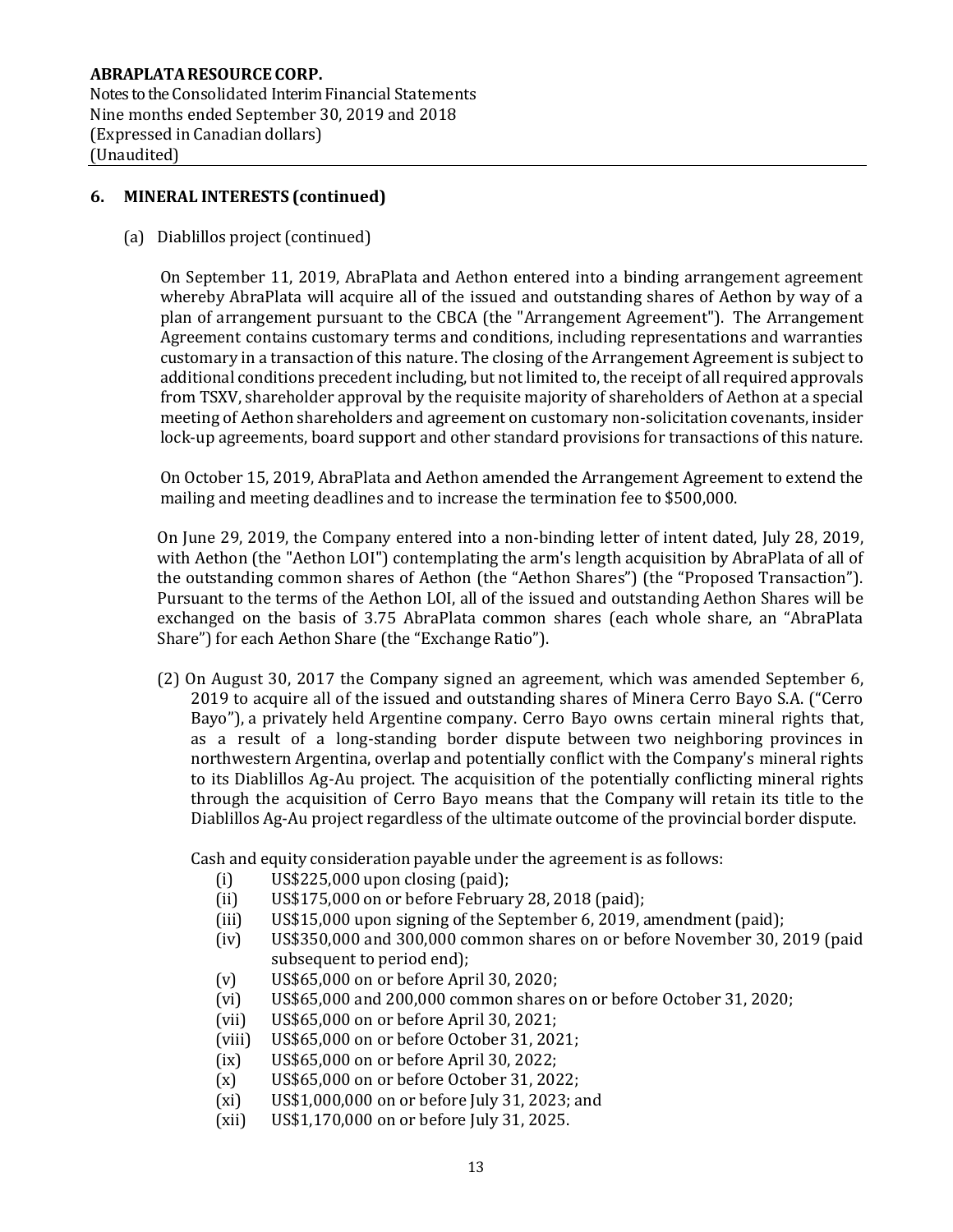## 6. MINERAL INTERESTS (continued)

(a) Diablillos project (continued)

On September 11, 2019, AbraPlata and Aethon entered into a binding arrangement agreement whereby AbraPlata will acquire all of the issued and outstanding shares of Aethon by way of a plan of arrangement pursuant to the CBCA (the "Arrangement Agreement"). The Arrangement Agreement contains customary terms and conditions, including representations and warranties customary in a transaction of this nature. The closing of the Arrangement Agreement is subject to additional conditions precedent including, but not limited to, the receipt of all required approvals from TSXV, shareholder approval by the requisite majority of shareholders of Aethon at a special meeting of Aethon shareholders and agreement on customary non-solicitation covenants, insider lock-up agreements, board support and other standard provisions for transactions of this nature.

On October 15, 2019, AbraPlata and Aethon amended the Arrangement Agreement to extend the mailing and meeting deadlines and to increase the termination fee to $500,000.

On June 29, 2019, the Company entered into a non-binding letter of intent dated, July 28, 2019, with Aethon (the "Aethon LOI") contemplating the arm's length acquisition by AbraPlata of all of the outstanding common shares of Aethon (the "Aethon Shares") (the "Proposed Transaction"). Pursuant to the terms of the Aethon LOI, all of the issued and outstanding Aethon Shares will be exchanged on the basis of 3.75 AbraPlata common shares (each whole share, an "AbraPlata Share") for each Aethon Share (the "Exchange Ratio").

(2) On August 30, 2017 the Company signed an agreement, which was amended September 6, 2019 to acquire all of the issued and outstanding shares of Minera Cerro Bayo S.A. ("Cerro Bayo"), a privately held Argentine company. Cerro Bayo owns certain mineral rights that, as a result of a long-standing border dispute between two neighboring provinces in northwestern Argentina, overlap and potentially conflict with the Company's mineral rights to its Diablillos Ag-Au project. The acquisition of the potentially conflicting mineral rights through the acquisition of Cerro Bayo means that the Company will retain its title to the Diablillos Ag-Au project regardless of the ultimate outcome of the provincial border dispute.

Cash and equity consideration payable under the agreement is as follows:

- (i) US$225,000 upon closing (paid);
- (ii) US$175,000 on or before February 28, 2018 (paid);
- (iii) US$15,000 upon signing of the September 6, 2019, amendment (paid);
- (iv) US$350,000 and 300,000 common shares on or before November 30, 2019 (paid subsequent to period end);
- (v) US$65,000 on or before April 30, 2020;
- (vi) US$65,000 and 200,000 common shares on or before October 31, 2020;
- (vii) US$65,000 on or before April 30, 2021;
- (viii) US$65,000 on or before October 31, 2021;
- (ix) US$65,000 on or before April 30, 2022;
- (x) US$65,000 on or before October 31, 2022;
- (xi) US$1,000,000 on or before July 31, 2023; and
- (xii) US$1,170,000 on or before July 31, 2025.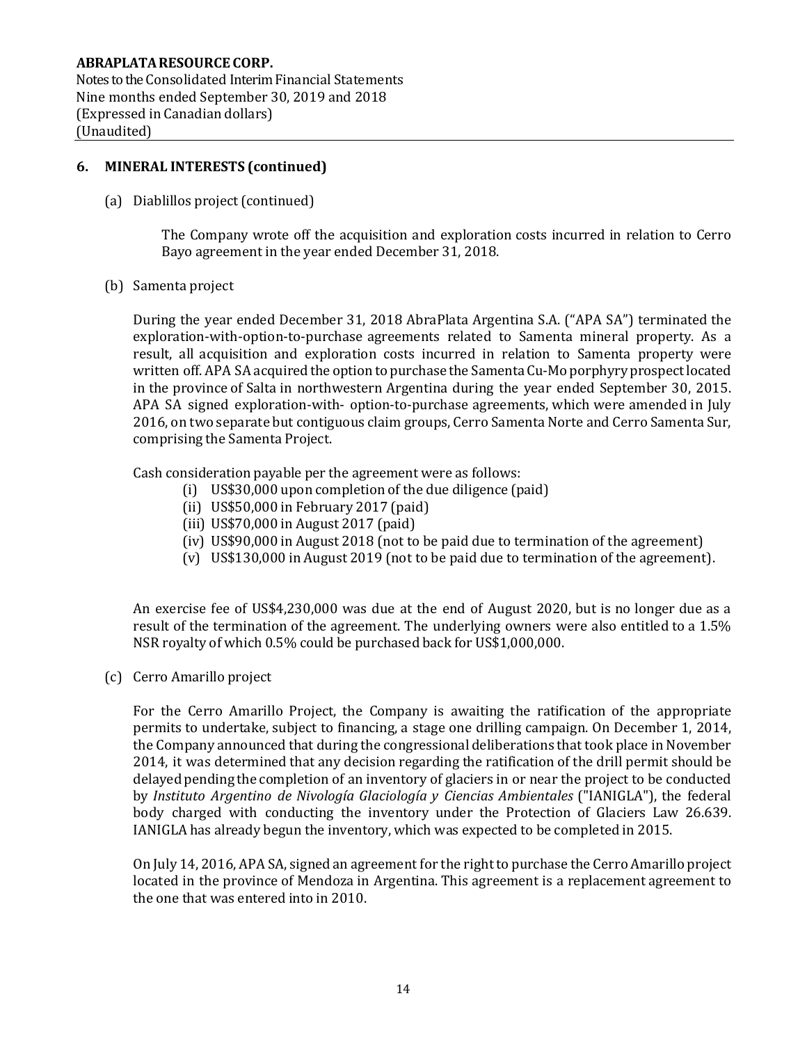## 6. MINERAL INTERESTS (continued)

(a) Diablillos project (continued)

The Company wrote off the acquisition and exploration costs incurred in relation to Cerro Bayo agreement in the year ended December 31, 2018.

(b) Samenta project

During the year ended December 31, 2018 AbraPlata Argentina S.A. ("APA SA") terminated the exploration-with-option-to-purchase agreements related to Samenta mineral property. As a result, all acquisition and exploration costs incurred in relation to Samenta property were written off. APA SA acquired the option to purchase the Samenta Cu-Mo porphyry prospect located in the province of Salta in northwestern Argentina during the year ended September 30, 2015. APA SA signed exploration-with- option-to-purchase agreements, which were amended in July 2016, on two separate but contiguous claim groups, Cerro Samenta Norte and Cerro Samenta Sur, comprising the Samenta Project.

Cash consideration payable per the agreement were as follows:

- (i) US$30,000 upon completion of the due diligence (paid)
- (ii) US$50,000 in February 2017 (paid)
- (iii) US$70,000 in August 2017 (paid)
- (iv) US$90,000 in August 2018 (not to be paid due to termination of the agreement)
- (v) US$130,000 in August 2019 (not to be paid due to termination of the agreement).

An exercise fee of US$4,230,000 was due at the end of August 2020, but is no longer due as a result of the termination of the agreement. The underlying owners were also entitled to a 1.5% NSR royalty of which 0.5% could be purchased back for US$1,000,000.

(c) Cerro Amarillo project

For the Cerro Amarillo Project, the Company is awaiting the ratification of the appropriate permits to undertake, subject to financing, a stage one drilling campaign. On December 1, 2014, the Company announced that during the congressional deliberations that took place in November 2014, it was determined that any decision regarding the ratification of the drill permit should be delayed pending the completion of an inventory of glaciers in or near the project to be conducted by *Instituto Argentino de Nivología Glaciología y Ciencias Ambientales* ("IANIGLA"), the federal body charged with conducting the inventory under the Protection of Glaciers Law 26.639. IANIGLA has already begun the inventory, which was expected to be completed in 2015.

On July 14, 2016, APA SA, signed an agreement for the right to purchase the Cerro Amarillo project located in the province of Mendoza in Argentina. This agreement is a replacement agreement to the one that was entered into in 2010.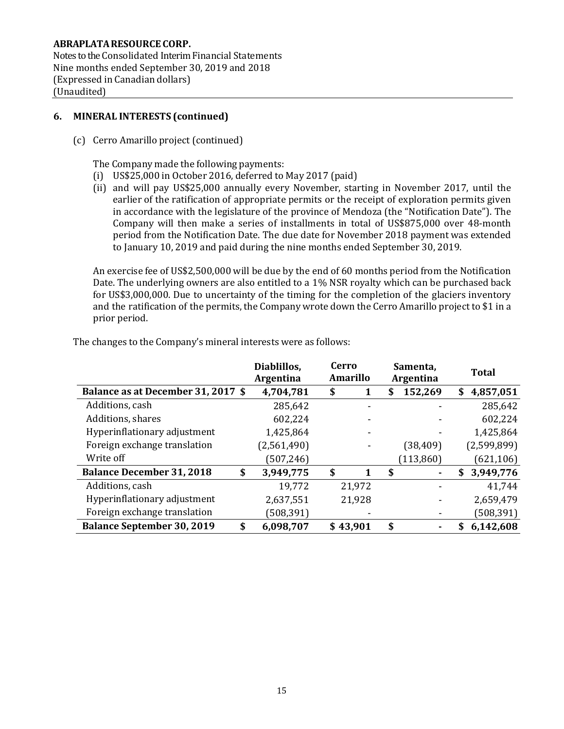## 6. MINERAL INTERESTS (continued)

(c) Cerro Amarillo project (continued)

The Company made the following payments:

(i) US$25,000 in October 2016, deferred to May 2017 (paid)
(ii) and will pay US$25,000 annually every November, starting in November 2017, until the earlier of the ratification of appropriate permits or the receipt of exploration permits given in accordance with the legislature of the province of Mendoza (the "Notification Date"). The Company will then make a series of installments in total of US$875,000 over 48-month period from the Notification Date. The due date for November 2018 payment was extended to January 10, 2019 and paid during the nine months ended September 30, 2019.

An exercise fee of US$2,500,000 will be due by the end of 60 months period from the Notification Date. The underlying owners are also entitled to a 1% NSR royalty which can be purchased back for US$3,000,000. Due to uncertainty of the timing for the completion of the glaciers inventory and the ratification of the permits, the Company wrote down the Cerro Amarillo project to $1 in a prior period.

The changes to the Company's mineral interests were as follows:

| | Diablillos, Argentina | Cerro Amarillo | Samenta, Argentina | Total |
|---|---|---|---|---|
| **Balance as at December 31, 2017** | **$ 4,704,781** | **$ 1** | **$ 152,269** | **$ 4,857,051** |
| Additions, cash | 285,642 | - | - | 285,642 |
| Additions, shares | 602,224 | - | - | 602,224 |
| Hyperinflationary adjustment | 1,425,864 | - | - | 1,425,864 |
| Foreign exchange translation | (2,561,490) | - | (38,409) | (2,599,899) |
| Write off | (507,246) | | (113,860) | (621,106) |
| **Balance December 31, 2018** | **$ 3,949,775** | **$ 1** | **$ -** | **$ 3,949,776** |
| Additions, cash | 19,772 | 21,972 | - | 41,744 |
| Hyperinflationary adjustment | 2,637,551 | 21,928 | - | 2,659,479 |
| Foreign exchange translation | (508,391) | - | - | (508,391) |
| **Balance September 30, 2019** | **$ 6,098,707** | **$ 43,901** | **$ -** | **$ 6,142,608** |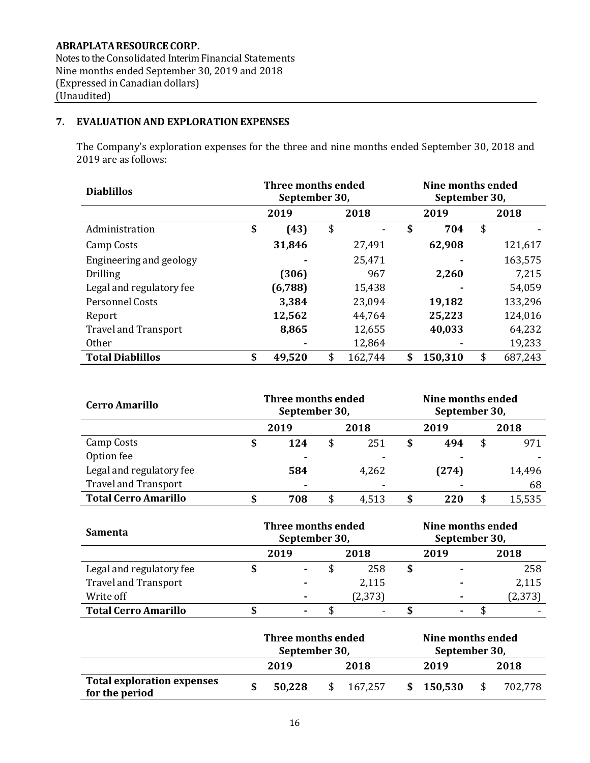## 7. EVALUATION AND EXPLORATION EXPENSES

The Company's exploration expenses for the three and nine months ended September 30, 2018 and 2019 are as follows:

| **Diablillos** | **Three months ended September 30,** | | **Nine months ended September 30,** | |
|---|---|---|---|---|
| | **2019** | **2018** | **2019** | **2018** |
| Administration | **$ (43)** | $ - | **$ 704** | $ - |
| Camp Costs | **31,846** | 27,491 | **62,908** | 121,617 |
| Engineering and geology | **-** | 25,471 | **-** | 163,575 |
| Drilling | **(306)** | 967 | **2,260** | 7,215 |
| Legal and regulatory fee | **(6,788)** | 15,438 | **-** | 54,059 |
| Personnel Costs | **3,384** | 23,094 | **19,182** | 133,296 |
| Report | **12,562** | 44,764 | **25,223** | 124,016 |
| Travel and Transport | **8,865** | 12,655 | **40,033** | 64,232 |
| Other | - | 12,864 | - | 19,233 |
| **Total Diablillos** | **$ 49,520** | $ 162,744 | **$ 150,310** | $ 687,243 |

| **Cerro Amarillo** | **Three months ended September 30,** | | **Nine months ended September 30,** | |
|---|---|---|---|---|
| | **2019** | **2018** | **2019** | **2018** |
| Camp Costs | **$ 124** | $ 251 | **$ 494** | $ 971 |
| Option fee | **-** | - | **-** | - |
| Legal and regulatory fee | **584** | 4,262 | **(274)** | 14,496 |
| Travel and Transport | **-** | - | **-** | 68 |
| **Total Cerro Amarillo** | **$ 708** | $ 4,513 | **$ 220** | $ 15,535 |

| **Samenta** | **Three months ended September 30,** | | **Nine months ended September 30,** | |
|---|---|---|---|---|
| | **2019** | **2018** | **2019** | **2018** |
| Legal and regulatory fee | **$ -** | $ 258 | **$ -** | 258 |
| Travel and Transport | **-** | 2,115 | **-** | 2,115 |
| Write off | **-** | (2,373) | **-** | (2,373) |
| **Total Cerro Amarillo** | **$ -** | $ - | **$ -** | $ - |

| | **Three months ended September 30,** | | **Nine months ended September 30,** | |
|---|---|---|---|---|
| | **2019** | **2018** | **2019** | **2018** |
| **Total exploration expenses for the period** | **$ 50,228** | $ 167,257 | **$ 150,530** | $ 702,778 |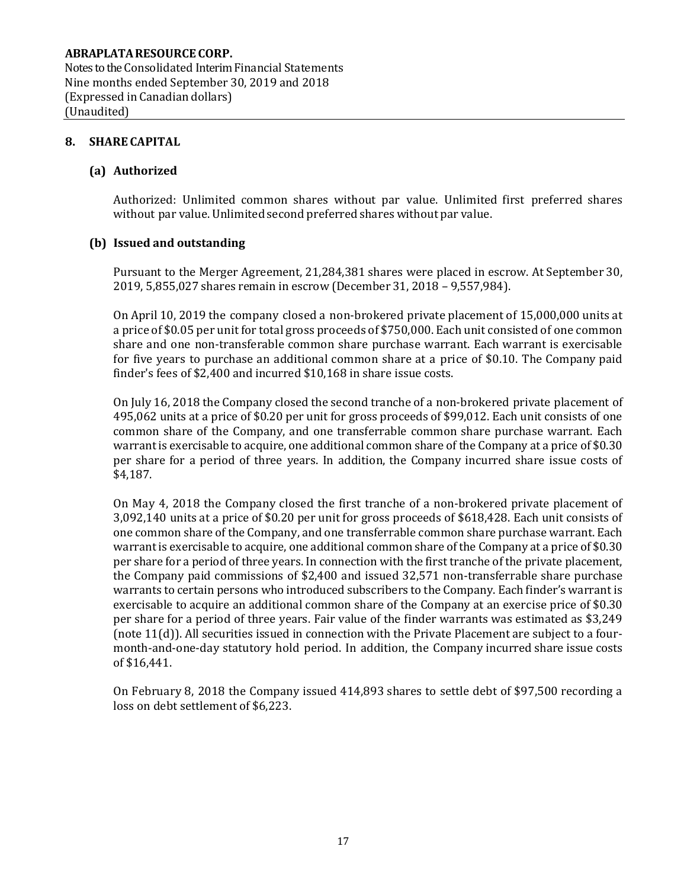## 8. SHARE CAPITAL

### (a) Authorized

Authorized: Unlimited common shares without par value. Unlimited first preferred shares without par value. Unlimited second preferred shares without par value.

### (b) Issued and outstanding

Pursuant to the Merger Agreement, 21,284,381 shares were placed in escrow. At September 30, 2019, 5,855,027 shares remain in escrow (December 31, 2018 – 9,557,984).

On April 10, 2019 the company closed a non-brokered private placement of 15,000,000 units at a price of $0.05 per unit for total gross proceeds of $750,000. Each unit consisted of one common share and one non-transferable common share purchase warrant. Each warrant is exercisable for five years to purchase an additional common share at a price of $0.10. The Company paid finder's fees of $2,400 and incurred $10,168 in share issue costs.

On July 16, 2018 the Company closed the second tranche of a non-brokered private placement of 495,062 units at a price of $0.20 per unit for gross proceeds of $99,012. Each unit consists of one common share of the Company, and one transferrable common share purchase warrant. Each warrant is exercisable to acquire, one additional common share of the Company at a price of $0.30 per share for a period of three years. In addition, the Company incurred share issue costs of $4,187.

On May 4, 2018 the Company closed the first tranche of a non-brokered private placement of 3,092,140 units at a price of $0.20 per unit for gross proceeds of $618,428. Each unit consists of one common share of the Company, and one transferrable common share purchase warrant. Each warrant is exercisable to acquire, one additional common share of the Company at a price of $0.30 per share for a period of three years. In connection with the first tranche of the private placement, the Company paid commissions of $2,400 and issued 32,571 non-transferrable share purchase warrants to certain persons who introduced subscribers to the Company. Each finder's warrant is exercisable to acquire an additional common share of the Company at an exercise price of $0.30 per share for a period of three years. Fair value of the finder warrants was estimated as $3,249 (note 11(d)). All securities issued in connection with the Private Placement are subject to a four-month-and-one-day statutory hold period. In addition, the Company incurred share issue costs of $16,441.

On February 8, 2018 the Company issued 414,893 shares to settle debt of $97,500 recording a loss on debt settlement of $6,223.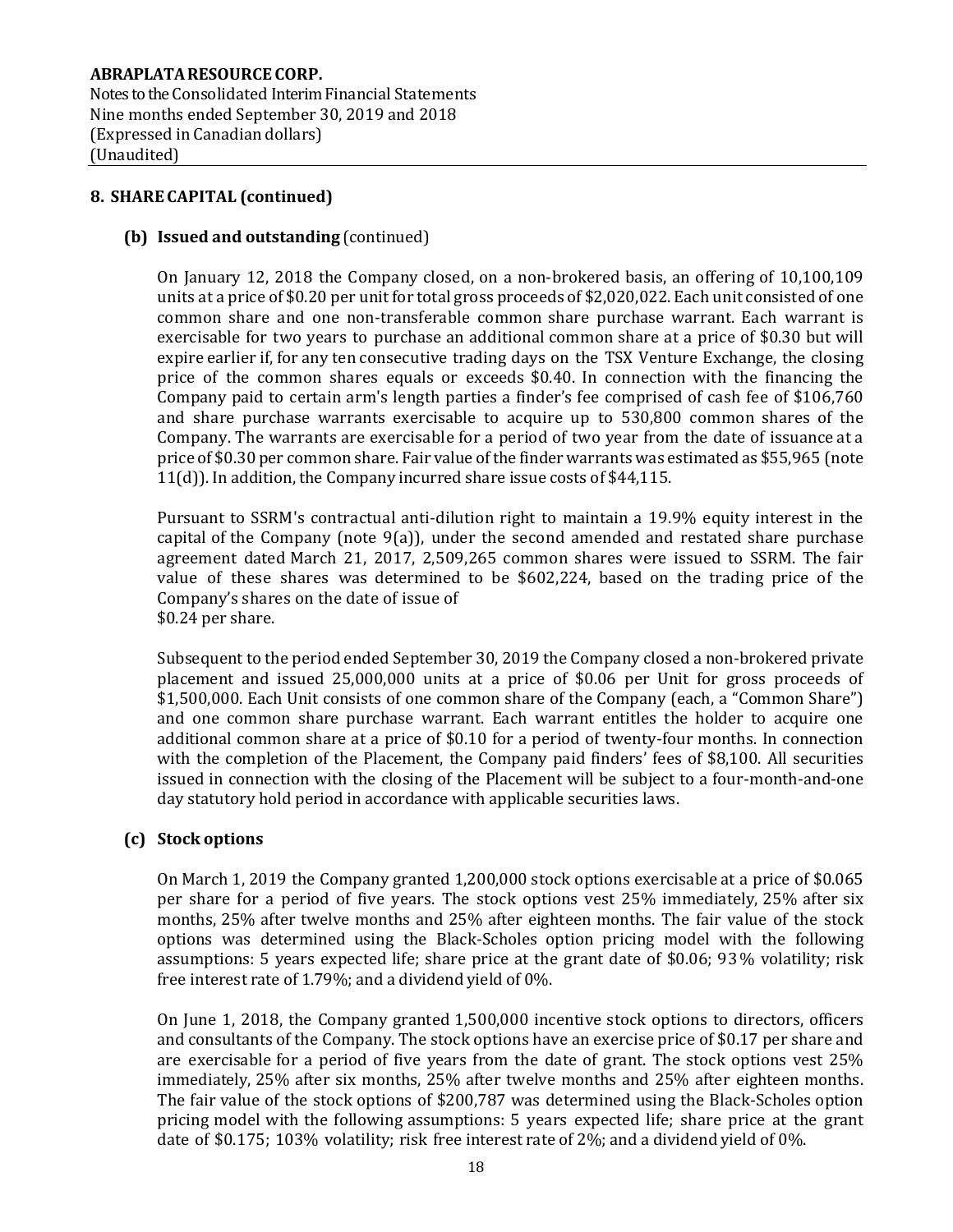## 8. SHARE CAPITAL (continued)

### (b) Issued and outstanding (continued)

On January 12, 2018 the Company closed, on a non-brokered basis, an offering of 10,100,109 units at a price of $0.20 per unit for total gross proceeds of $2,020,022. Each unit consisted of one common share and one non-transferable common share purchase warrant. Each warrant is exercisable for two years to purchase an additional common share at a price of $0.30 but will expire earlier if, for any ten consecutive trading days on the TSX Venture Exchange, the closing price of the common shares equals or exceeds $0.40. In connection with the financing the Company paid to certain arm's length parties a finder's fee comprised of cash fee of $106,760 and share purchase warrants exercisable to acquire up to 530,800 common shares of the Company. The warrants are exercisable for a period of two year from the date of issuance at a price of $0.30 per common share. Fair value of the finder warrants was estimated as $55,965 (note 11(d)). In addition, the Company incurred share issue costs of $44,115.

Pursuant to SSRM's contractual anti-dilution right to maintain a 19.9% equity interest in the capital of the Company (note 9(a)), under the second amended and restated share purchase agreement dated March 21, 2017, 2,509,265 common shares were issued to SSRM. The fair value of these shares was determined to be $602,224, based on the trading price of the Company's shares on the date of issue of
$0.24 per share.

Subsequent to the period ended September 30, 2019 the Company closed a non-brokered private placement and issued 25,000,000 units at a price of $0.06 per Unit for gross proceeds of $1,500,000. Each Unit consists of one common share of the Company (each, a "Common Share") and one common share purchase warrant. Each warrant entitles the holder to acquire one additional common share at a price of $0.10 for a period of twenty-four months. In connection with the completion of the Placement, the Company paid finders' fees of $8,100. All securities issued in connection with the closing of the Placement will be subject to a four-month-and-one day statutory hold period in accordance with applicable securities laws.

### (c) Stock options

On March 1, 2019 the Company granted 1,200,000 stock options exercisable at a price of $0.065 per share for a period of five years. The stock options vest 25% immediately, 25% after six months, 25% after twelve months and 25% after eighteen months. The fair value of the stock options was determined using the Black-Scholes option pricing model with the following assumptions: 5 years expected life; share price at the grant date of $0.06; 93% volatility; risk free interest rate of 1.79%; and a dividend yield of 0%.

On June 1, 2018, the Company granted 1,500,000 incentive stock options to directors, officers and consultants of the Company. The stock options have an exercise price of $0.17 per share and are exercisable for a period of five years from the date of grant. The stock options vest 25% immediately, 25% after six months, 25% after twelve months and 25% after eighteen months. The fair value of the stock options of $200,787 was determined using the Black-Scholes option pricing model with the following assumptions: 5 years expected life; share price at the grant date of $0.175; 103% volatility; risk free interest rate of 2%; and a dividend yield of 0%.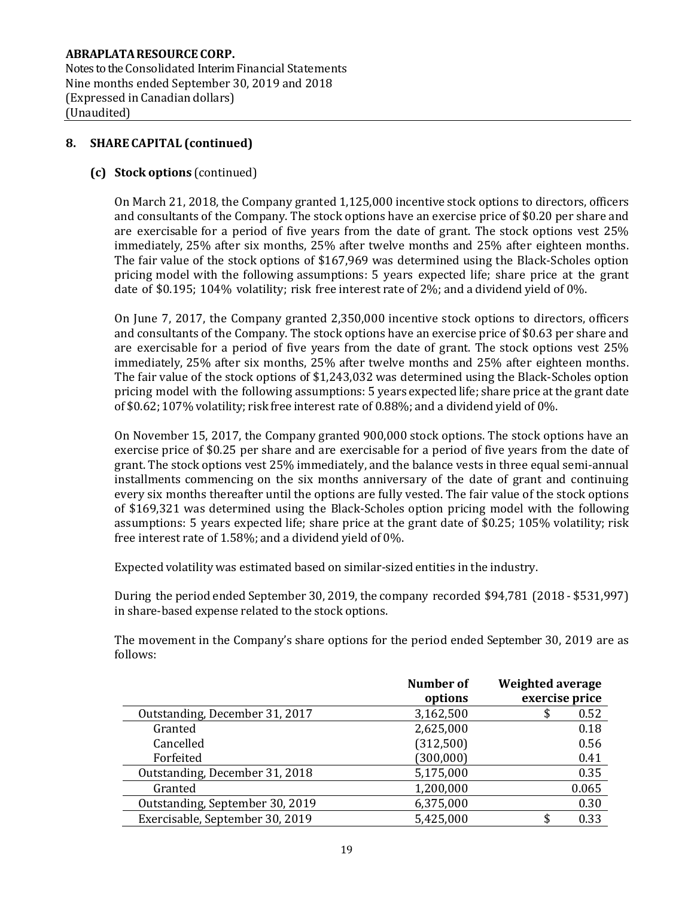## 8. SHARE CAPITAL (continued)

### (c) Stock options (continued)

On March 21, 2018, the Company granted 1,125,000 incentive stock options to directors, officers and consultants of the Company. The stock options have an exercise price of $0.20 per share and are exercisable for a period of five years from the date of grant. The stock options vest 25% immediately, 25% after six months, 25% after twelve months and 25% after eighteen months. The fair value of the stock options of $167,969 was determined using the Black-Scholes option pricing model with the following assumptions: 5 years expected life; share price at the grant date of $0.195; 104% volatility; risk free interest rate of 2%; and a dividend yield of 0%.

On June 7, 2017, the Company granted 2,350,000 incentive stock options to directors, officers and consultants of the Company. The stock options have an exercise price of $0.63 per share and are exercisable for a period of five years from the date of grant. The stock options vest 25% immediately, 25% after six months, 25% after twelve months and 25% after eighteen months. The fair value of the stock options of $1,243,032 was determined using the Black-Scholes option pricing model with the following assumptions: 5 years expected life; share price at the grant date of $0.62; 107% volatility; risk free interest rate of 0.88%; and a dividend yield of 0%.

On November 15, 2017, the Company granted 900,000 stock options. The stock options have an exercise price of $0.25 per share and are exercisable for a period of five years from the date of grant. The stock options vest 25% immediately, and the balance vests in three equal semi-annual installments commencing on the six months anniversary of the date of grant and continuing every six months thereafter until the options are fully vested. The fair value of the stock options of $169,321 was determined using the Black-Scholes option pricing model with the following assumptions: 5 years expected life; share price at the grant date of $0.25; 105% volatility; risk free interest rate of 1.58%; and a dividend yield of 0%.

Expected volatility was estimated based on similar-sized entities in the industry.

During the period ended September 30, 2019, the company recorded $94,781 (2018 - $531,997) in share-based expense related to the stock options.

The movement in the Company's share options for the period ended September 30, 2019 are as follows:

| | Number of options | Weighted average exercise price |
|---|---|---|
| Outstanding, December 31, 2017 | 3,162,500 | $ 0.52 |
| Granted | 2,625,000 | 0.18 |
| Cancelled | (312,500) | 0.56 |
| Forfeited | (300,000) | 0.41 |
| Outstanding, December 31, 2018 | 5,175,000 | 0.35 |
| Granted | 1,200,000 | 0.065 |
| Outstanding, September 30, 2019 | 6,375,000 | 0.30 |
| Exercisable, September 30, 2019 | 5,425,000 | $ 0.33 |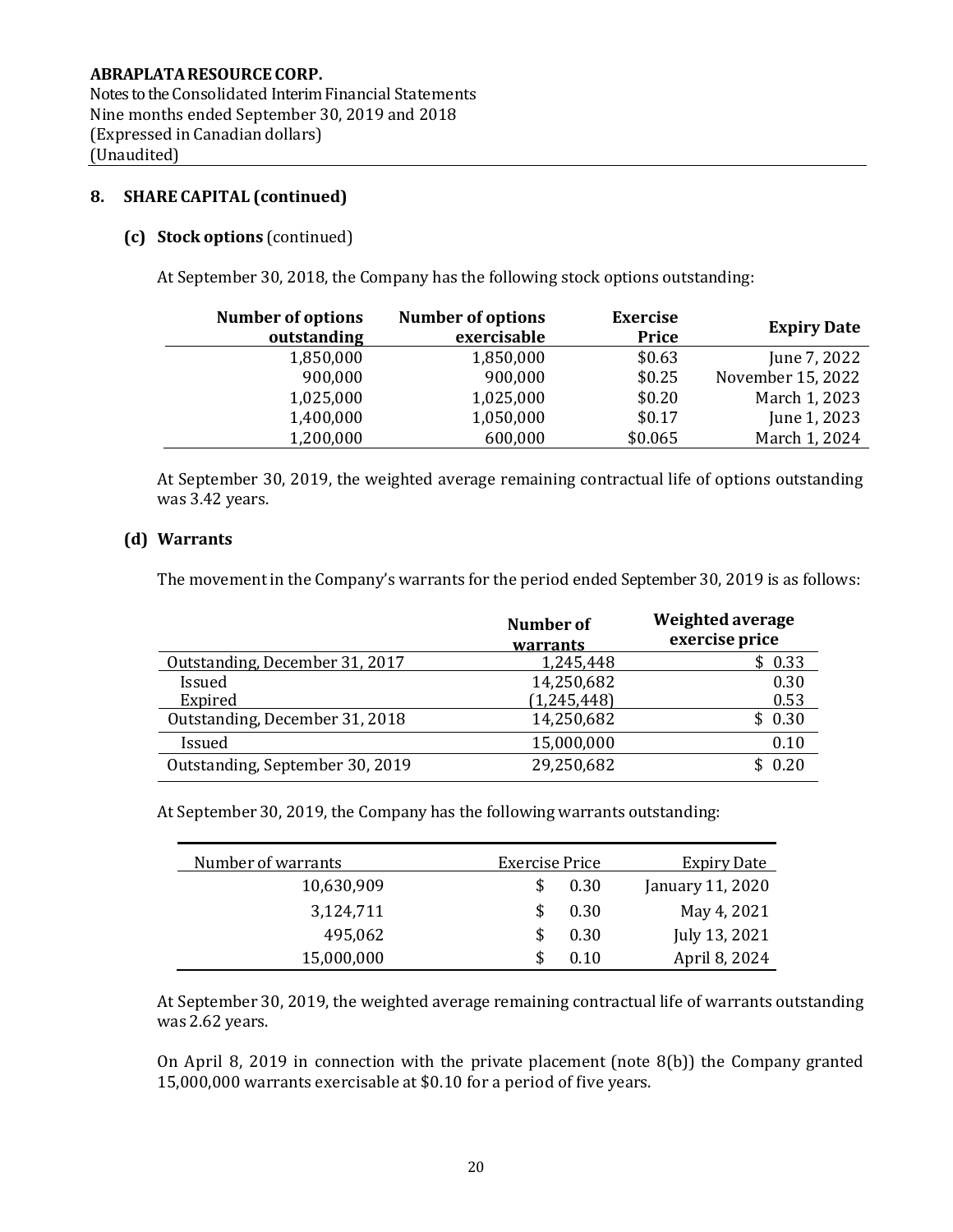**ABRAPLATA RESOURCE CORP.**
Notes to the Consolidated Interim Financial Statements
Nine months ended September 30, 2019 and 2018
(Expressed in Canadian dollars)
(Unaudited)

## 8. SHARE CAPITAL (continued)

### (c) Stock options (continued)

At September 30, 2018, the Company has the following stock options outstanding:

| Number of options outstanding | Number of options exercisable | Exercise Price | Expiry Date |
|---|---|---|---|
| 1,850,000 | 1,850,000 | $0.63 | June 7, 2022 |
| 900,000 | 900,000 | $0.25 | November 15, 2022 |
| 1,025,000 | 1,025,000 | $0.20 | March 1, 2023 |
| 1,400,000 | 1,050,000 | $0.17 | June 1, 2023 |
| 1,200,000 | 600,000 | $0.065 | March 1, 2024 |

At September 30, 2019, the weighted average remaining contractual life of options outstanding was 3.42 years.

### (d) Warrants

The movement in the Company's warrants for the period ended September 30, 2019 is as follows:

| | Number of warrants | Weighted average exercise price |
|---|---|---|
| Outstanding, December 31, 2017 | 1,245,448 | $ 0.33 |
| Issued | 14,250,682 | 0.30 |
| Expired | (1,245,448) | 0.53 |
| Outstanding, December 31, 2018 | 14,250,682 | $ 0.30 |
| Issued | 15,000,000 | 0.10 |
| Outstanding, September 30, 2019 | 29,250,682 | $ 0.20 |

At September 30, 2019, the Company has the following warrants outstanding:

| Number of warrants | Exercise Price | Expiry Date |
|---|---|---|
| 10,630,909 | $ 0.30 | January 11, 2020 |
| 3,124,711 | $ 0.30 | May 4, 2021 |
| 495,062 | $ 0.30 | July 13, 2021 |
| 15,000,000 | $ 0.10 | April 8, 2024 |

At September 30, 2019, the weighted average remaining contractual life of warrants outstanding was 2.62 years.

On April 8, 2019 in connection with the private placement (note 8(b)) the Company granted 15,000,000 warrants exercisable at $0.10 for a period of five years.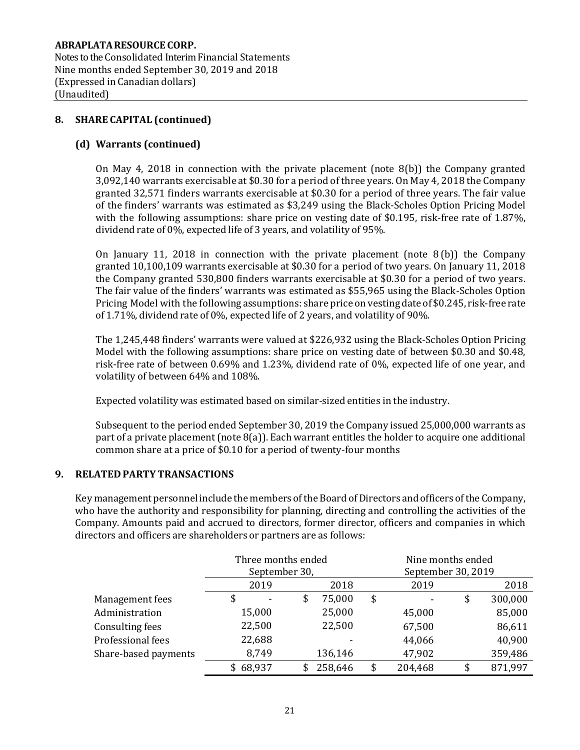ABRAPLATA RESOURCE CORP.
Notes to the Consolidated Interim Financial Statements
Nine months ended September 30, 2019 and 2018
(Expressed in Canadian dollars)
(Unaudited)

## 8. SHARE CAPITAL (continued)

### (d) Warrants (continued)

On May 4, 2018 in connection with the private placement (note 8(b)) the Company granted 3,092,140 warrants exercisable at $0.30 for a period of three years. On May 4, 2018 the Company granted 32,571 finders warrants exercisable at $0.30 for a period of three years. The fair value of the finders' warrants was estimated as $3,249 using the Black-Scholes Option Pricing Model with the following assumptions: share price on vesting date of $0.195, risk-free rate of 1.87%, dividend rate of 0%, expected life of 3 years, and volatility of 95%.

On January 11, 2018 in connection with the private placement (note 8 (b)) the Company granted 10,100,109 warrants exercisable at $0.30 for a period of two years. On January 11, 2018 the Company granted 530,800 finders warrants exercisable at $0.30 for a period of two years. The fair value of the finders' warrants was estimated as $55,965 using the Black-Scholes Option Pricing Model with the following assumptions: share price on vesting date of $0.245, risk-free rate of 1.71%, dividend rate of 0%, expected life of 2 years, and volatility of 90%.

The 1,245,448 finders' warrants were valued at $226,932 using the Black-Scholes Option Pricing Model with the following assumptions: share price on vesting date of between $0.30 and $0.48, risk-free rate of between 0.69% and 1.23%, dividend rate of 0%, expected life of one year, and volatility of between 64% and 108%.

Expected volatility was estimated based on similar-sized entities in the industry.

Subsequent to the period ended September 30, 2019 the Company issued 25,000,000 warrants as part of a private placement (note 8(a)). Each warrant entitles the holder to acquire one additional common share at a price of $0.10 for a period of twenty-four months

## 9. RELATED PARTY TRANSACTIONS

Key management personnel include the members of the Board of Directors and officers of the Company, who have the authority and responsibility for planning, directing and controlling the activities of the Company. Amounts paid and accrued to directors, former director, officers and companies in which directors and officers are shareholders or partners are as follows:

| | Three months ended September 30, | | Nine months ended September 30, 2019 | |
|---|---|---|---|---|
| | 2019 | 2018 | 2019 | 2018 |
| Management fees | $ - | $ 75,000 | $ - | $ 300,000 |
| Administration | 15,000 | 25,000 | 45,000 | 85,000 |
| Consulting fees | 22,500 | 22,500 | 67,500 | 86,611 |
| Professional fees | 22,688 | - | 44,066 | 40,900 |
| Share-based payments | 8,749 | 136,146 | 47,902 | 359,486 |
| | $ 68,937 | $ 258,646 | $ 204,468 | $ 871,997 |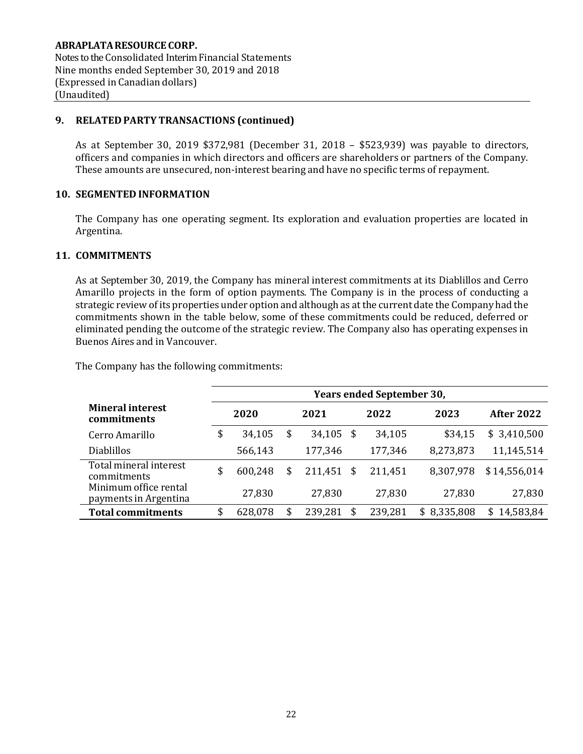ABRAPLATA RESOURCE CORP.
Notes to the Consolidated Interim Financial Statements
Nine months ended September 30, 2019 and 2018
(Expressed in Canadian dollars)
(Unaudited)

## 9. RELATED PARTY TRANSACTIONS (continued)

As at September 30, 2019 $372,981 (December 31, 2018 – $523,939) was payable to directors, officers and companies in which directors and officers are shareholders or partners of the Company. These amounts are unsecured, non-interest bearing and have no specific terms of repayment.

## 10. SEGMENTED INFORMATION

The Company has one operating segment. Its exploration and evaluation properties are located in Argentina.

## 11. COMMITMENTS

As at September 30, 2019, the Company has mineral interest commitments at its Diablillos and Cerro Amarillo projects in the form of option payments. The Company is in the process of conducting a strategic review of its properties under option and although as at the current date the Company had the commitments shown in the table below, some of these commitments could be reduced, deferred or eliminated pending the outcome of the strategic review. The Company also has operating expenses in Buenos Aires and in Vancouver.

The Company has the following commitments:

| | Years ended September 30, | | | | |
|---|---|---|---|---|---|
| **Mineral interest commitments** | **2020** | **2021** | **2022** | **2023** | **After 2022** |
| Cerro Amarillo | $ 34,105 | $ 34,105 | $ 34,105 | $34,15 | $ 3,410,500 |
| Diablillos | 566,143 | 177,346 | 177,346 | 8,273,873 | 11,145,514 |
| Total mineral interest commitments | $ 600,248 | $ 211,451 | $ 211,451 | 8,307,978 | $14,556,014 |
| Minimum office rental payments in Argentina | 27,830 | 27,830 | 27,830 | 27,830 | 27,830 |
| **Total commitments** | $ 628,078 | $ 239,281 | $ 239,281 | $ 8,335,808 | $ 14,583,84 |